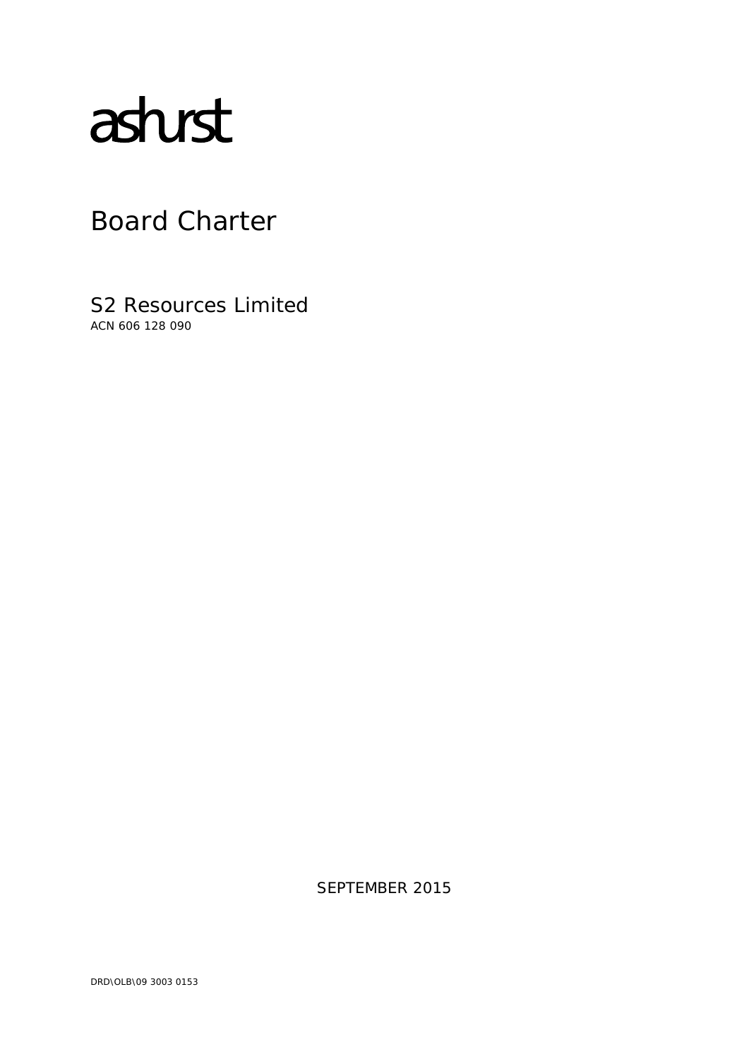ashurst

# Board Charter

## S2 Resources Limited

ACN 606 128 090

SEPTEMBER 2015

DRD\OLB\09 3003 0153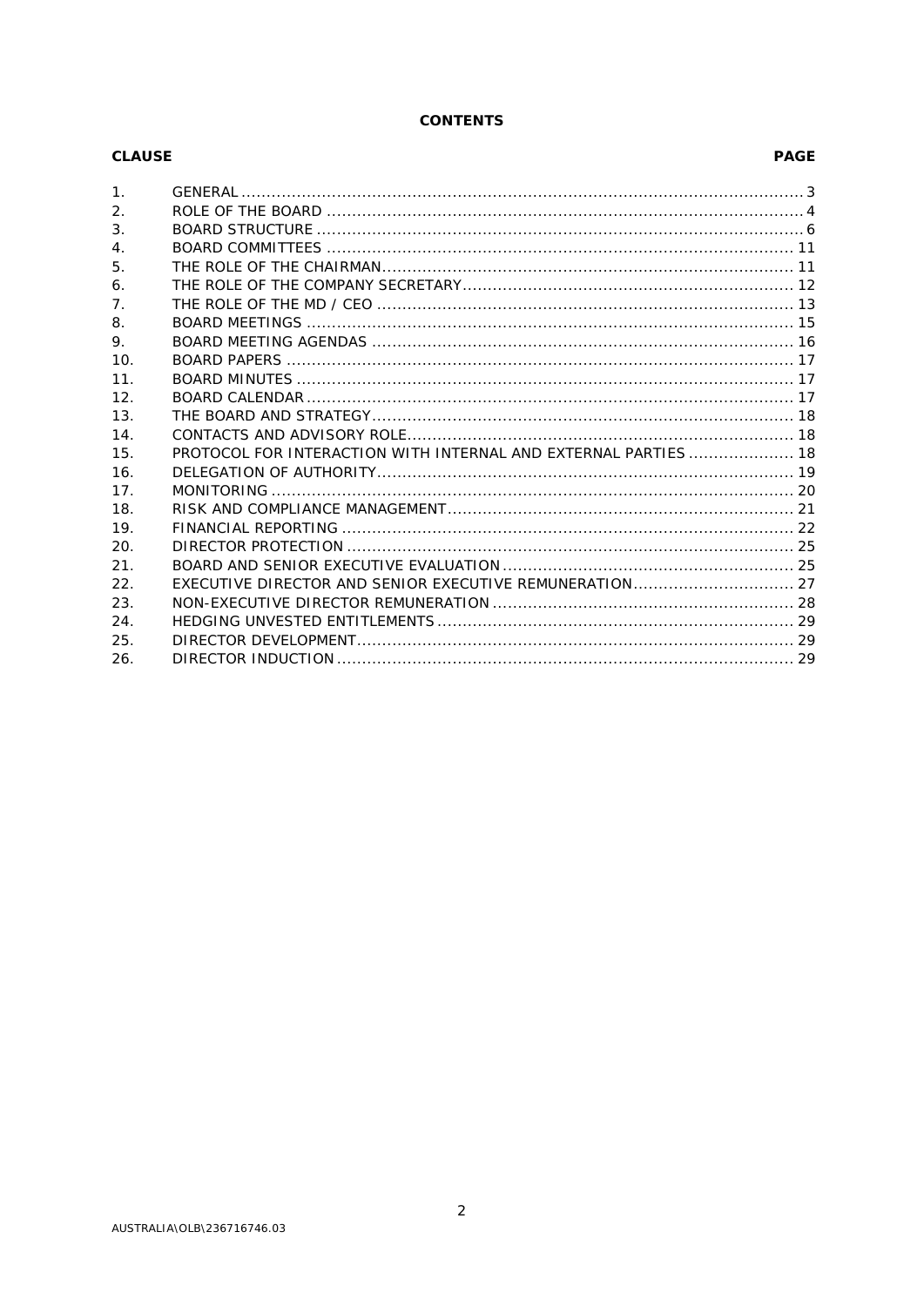# CONTENTS

| CLAUSE | | PAGE |
|---|---|---|
| 1. | GENERAL | 3 |
| 2. | ROLE OF THE BOARD | 4 |
| 3. | BOARD STRUCTURE | 6 |
| 4. | BOARD COMMITTEES | 11 |
| 5. | THE ROLE OF THE CHAIRMAN | 11 |
| 6. | THE ROLE OF THE COMPANY SECRETARY | 12 |
| 7. | THE ROLE OF THE MD / CEO | 13 |
| 8. | BOARD MEETINGS | 15 |
| 9. | BOARD MEETING AGENDAS | 16 |
| 10. | BOARD PAPERS | 17 |
| 11. | BOARD MINUTES | 17 |
| 12. | BOARD CALENDAR | 17 |
| 13. | THE BOARD AND STRATEGY | 18 |
| 14. | CONTACTS AND ADVISORY ROLE | 18 |
| 15. | PROTOCOL FOR INTERACTION WITH INTERNAL AND EXTERNAL PARTIES | 18 |
| 16. | DELEGATION OF AUTHORITY | 19 |
| 17. | MONITORING | 20 |
| 18. | RISK AND COMPLIANCE MANAGEMENT | 21 |
| 19. | FINANCIAL REPORTING | 22 |
| 20. | DIRECTOR PROTECTION | 25 |
| 21. | BOARD AND SENIOR EXECUTIVE EVALUATION | 25 |
| 22. | EXECUTIVE DIRECTOR AND SENIOR EXECUTIVE REMUNERATION | 27 |
| 23. | NON-EXECUTIVE DIRECTOR REMUNERATION | 28 |
| 24. | HEDGING UNVESTED ENTITLEMENTS | 29 |
| 25. | DIRECTOR DEVELOPMENT | 29 |
| 26. | DIRECTOR INDUCTION | 29 |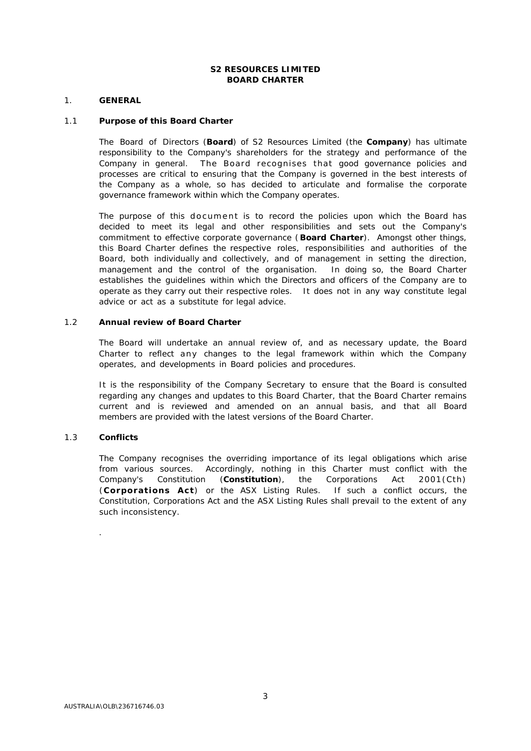# S2 RESOURCES LIMITED
# BOARD CHARTER

## 1. GENERAL

### 1.1 Purpose of this Board Charter

The Board of Directors (**Board**) of S2 Resources Limited (the **Company**) has ultimate responsibility to the Company's shareholders for the strategy and performance of the Company in general. The Board recognises that good governance policies and processes are critical to ensuring that the Company is governed in the best interests of the Company as a whole, so has decided to articulate and formalise the corporate governance framework within which the Company operates.

The purpose of this document is to record the policies upon which the Board has decided to meet its legal and other responsibilities and sets out the Company's commitment to effective corporate governance (**Board Charter**). Amongst other things, this Board Charter defines the respective roles, responsibilities and authorities of the Board, both individually and collectively, and of management in setting the direction, management and the control of the organisation. In doing so, the Board Charter establishes the guidelines within which the Directors and officers of the Company are to operate as they carry out their respective roles. It does not in any way constitute legal advice or act as a substitute for legal advice.

### 1.2 Annual review of Board Charter

The Board will undertake an annual review of, and as necessary update, the Board Charter to reflect any changes to the legal framework within which the Company operates, and developments in Board policies and procedures.

It is the responsibility of the Company Secretary to ensure that the Board is consulted regarding any changes and updates to this Board Charter, that the Board Charter remains current and is reviewed and amended on an annual basis, and that all Board members are provided with the latest versions of the Board Charter.

### 1.3 Conflicts

The Company recognises the overriding importance of its legal obligations which arise from various sources. Accordingly, nothing in this Charter must conflict with the Company's Constitution (**Constitution**), the Corporations Act 2001(Cth) (**Corporations Act**) or the ASX Listing Rules. If such a conflict occurs, the Constitution, Corporations Act and the ASX Listing Rules shall prevail to the extent of any such inconsistency.

.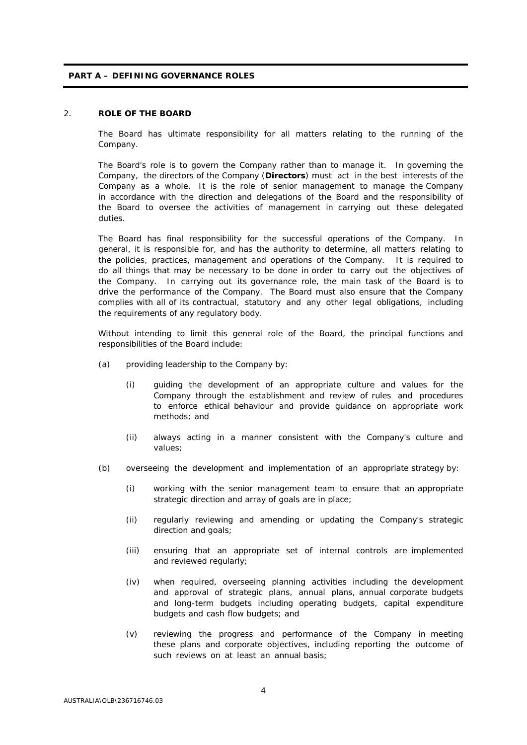## PART A – DEFINING GOVERNANCE ROLES

### 2. ROLE OF THE BOARD

The Board has ultimate responsibility for all matters relating to the running of the Company.

The Board's role is to govern the Company rather than to manage it. In governing the Company, the directors of the Company (**Directors**) must act in the best interests of the Company as a whole. It is the role of senior management to manage the Company in accordance with the direction and delegations of the Board and the responsibility of the Board to oversee the activities of management in carrying out these delegated duties.

The Board has final responsibility for the successful operations of the Company. In general, it is responsible for, and has the authority to determine, all matters relating to the policies, practices, management and operations of the Company. It is required to do all things that may be necessary to be done in order to carry out the objectives of the Company. In carrying out its governance role, the main task of the Board is to drive the performance of the Company. The Board must also ensure that the Company complies with all of its contractual, statutory and any other legal obligations, including the requirements of any regulatory body.

Without intending to limit this general role of the Board, the principal functions and responsibilities of the Board include:

(a) providing leadership to the Company by:

 (i) guiding the development of an appropriate culture and values for the Company through the establishment and review of rules and procedures to enforce ethical behaviour and provide guidance on appropriate work methods; and

 (ii) always acting in a manner consistent with the Company's culture and values;

(b) overseeing the development and implementation of an appropriate strategy by:

 (i) working with the senior management team to ensure that an appropriate strategic direction and array of goals are in place;

 (ii) regularly reviewing and amending or updating the Company's strategic direction and goals;

 (iii) ensuring that an appropriate set of internal controls are implemented and reviewed regularly;

 (iv) when required, overseeing planning activities including the development and approval of strategic plans, annual plans, annual corporate budgets and long-term budgets including operating budgets, capital expenditure budgets and cash flow budgets; and

 (v) reviewing the progress and performance of the Company in meeting these plans and corporate objectives, including reporting the outcome of such reviews on at least an annual basis;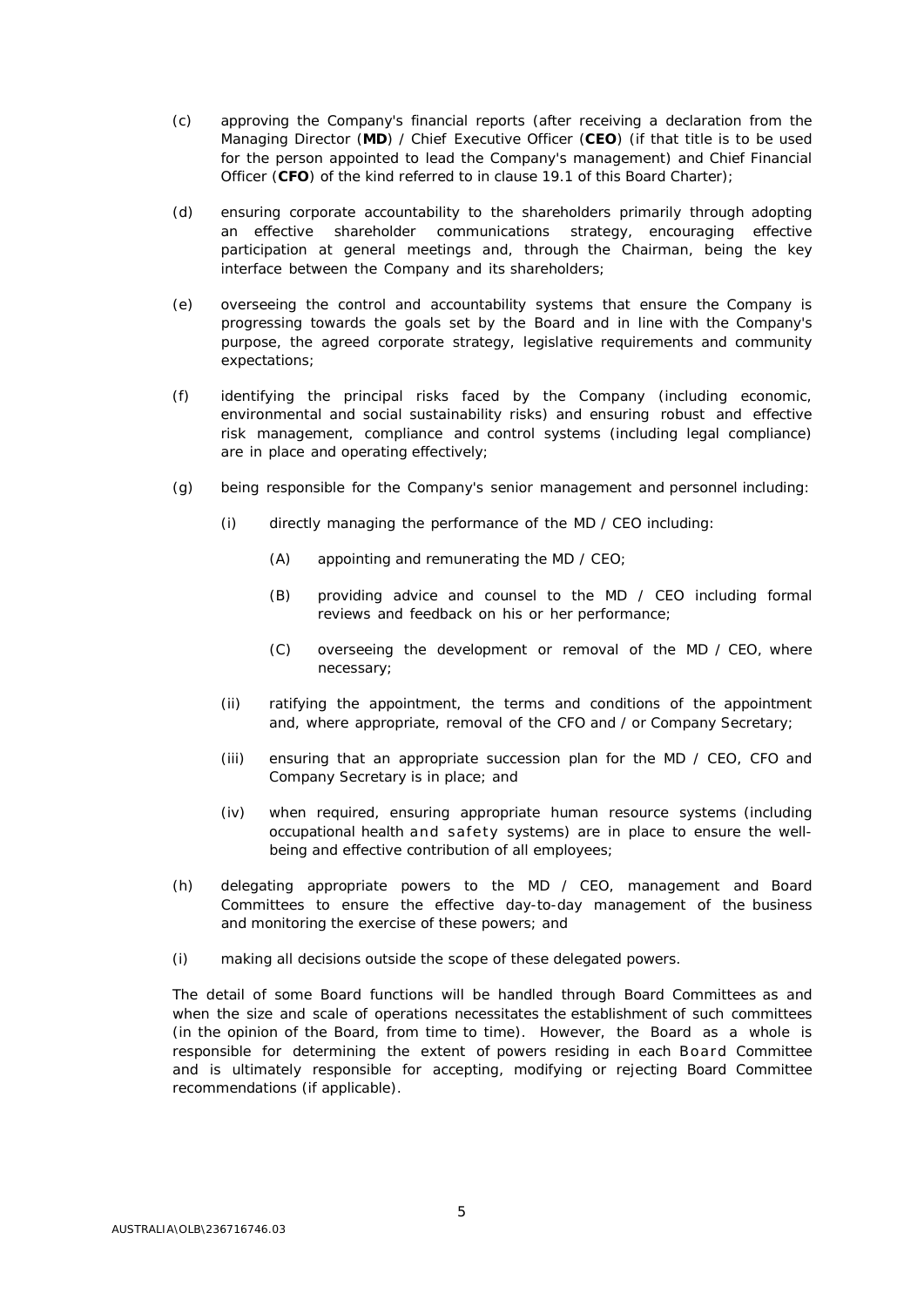(c) approving the Company's financial reports (after receiving a declaration from the Managing Director (**MD**) / Chief Executive Officer (**CEO**) (if that title is to be used for the person appointed to lead the Company's management) and Chief Financial Officer (**CFO**) of the kind referred to in clause 19.1 of this Board Charter);

(d) ensuring corporate accountability to the shareholders primarily through adopting an effective shareholder communications strategy, encouraging effective participation at general meetings and, through the Chairman, being the key interface between the Company and its shareholders;

(e) overseeing the control and accountability systems that ensure the Company is progressing towards the goals set by the Board and in line with the Company's purpose, the agreed corporate strategy, legislative requirements and community expectations;

(f) identifying the principal risks faced by the Company (including economic, environmental and social sustainability risks) and ensuring robust and effective risk management, compliance and control systems (including legal compliance) are in place and operating effectively;

(g) being responsible for the Company's senior management and personnel including:

  (i) directly managing the performance of the MD / CEO including:

    (A) appointing and remunerating the MD / CEO;

    (B) providing advice and counsel to the MD / CEO including formal reviews and feedback on his or her performance;

    (C) overseeing the development or removal of the MD / CEO, where necessary;

  (ii) ratifying the appointment, the terms and conditions of the appointment and, where appropriate, removal of the CFO and / or Company Secretary;

  (iii) ensuring that an appropriate succession plan for the MD / CEO, CFO and Company Secretary is in place; and

  (iv) when required, ensuring appropriate human resource systems (including occupational health and safety systems) are in place to ensure the well-being and effective contribution of all employees;

(h) delegating appropriate powers to the MD / CEO, management and Board Committees to ensure the effective day-to-day management of the business and monitoring the exercise of these powers; and

(i) making all decisions outside the scope of these delegated powers.

The detail of some Board functions will be handled through Board Committees as and when the size and scale of operations necessitates the establishment of such committees (in the opinion of the Board, from time to time). However, the Board as a whole is responsible for determining the extent of powers residing in each Board Committee and is ultimately responsible for accepting, modifying or rejecting Board Committee recommendations (if applicable).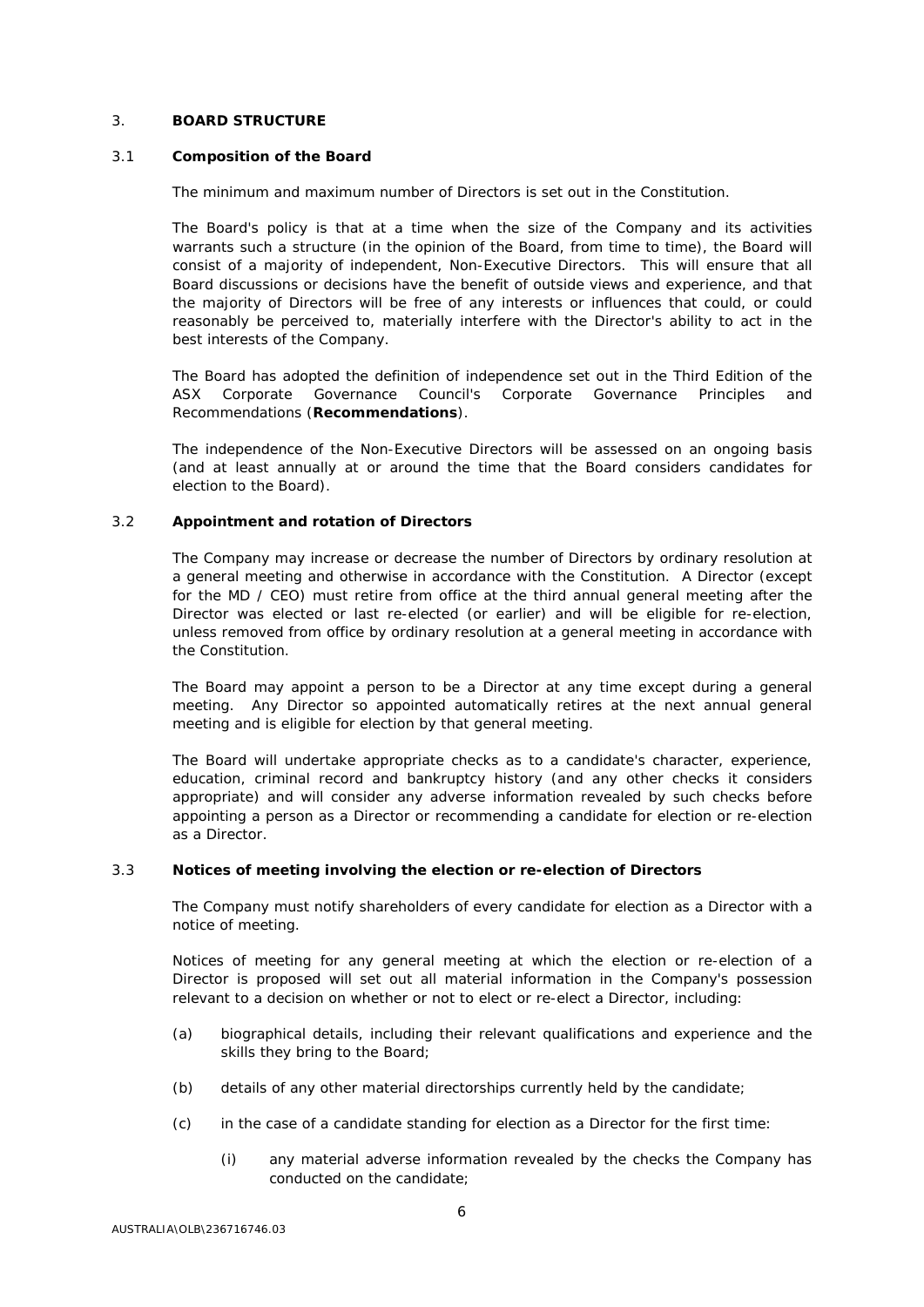## 3. BOARD STRUCTURE

### 3.1 Composition of the Board

The minimum and maximum number of Directors is set out in the Constitution.

The Board's policy is that at a time when the size of the Company and its activities warrants such a structure (in the opinion of the Board, from time to time), the Board will consist of a majority of independent, Non-Executive Directors. This will ensure that all Board discussions or decisions have the benefit of outside views and experience, and that the majority of Directors will be free of any interests or influences that could, or could reasonably be perceived to, materially interfere with the Director's ability to act in the best interests of the Company.

The Board has adopted the definition of independence set out in the Third Edition of the ASX Corporate Governance Council's Corporate Governance Principles and Recommendations (**Recommendations**).

The independence of the Non-Executive Directors will be assessed on an ongoing basis (and at least annually at or around the time that the Board considers candidates for election to the Board).

### 3.2 Appointment and rotation of Directors

The Company may increase or decrease the number of Directors by ordinary resolution at a general meeting and otherwise in accordance with the Constitution. A Director (except for the MD / CEO) must retire from office at the third annual general meeting after the Director was elected or last re-elected (or earlier) and will be eligible for re-election, unless removed from office by ordinary resolution at a general meeting in accordance with the Constitution.

The Board may appoint a person to be a Director at any time except during a general meeting. Any Director so appointed automatically retires at the next annual general meeting and is eligible for election by that general meeting.

The Board will undertake appropriate checks as to a candidate's character, experience, education, criminal record and bankruptcy history (and any other checks it considers appropriate) and will consider any adverse information revealed by such checks before appointing a person as a Director or recommending a candidate for election or re-election as a Director.

### 3.3 Notices of meeting involving the election or re-election of Directors

The Company must notify shareholders of every candidate for election as a Director with a notice of meeting.

Notices of meeting for any general meeting at which the election or re-election of a Director is proposed will set out all material information in the Company's possession relevant to a decision on whether or not to elect or re-elect a Director, including:

(a) biographical details, including their relevant qualifications and experience and the skills they bring to the Board;

(b) details of any other material directorships currently held by the candidate;

(c) in the case of a candidate standing for election as a Director for the first time:

 (i) any material adverse information revealed by the checks the Company has conducted on the candidate;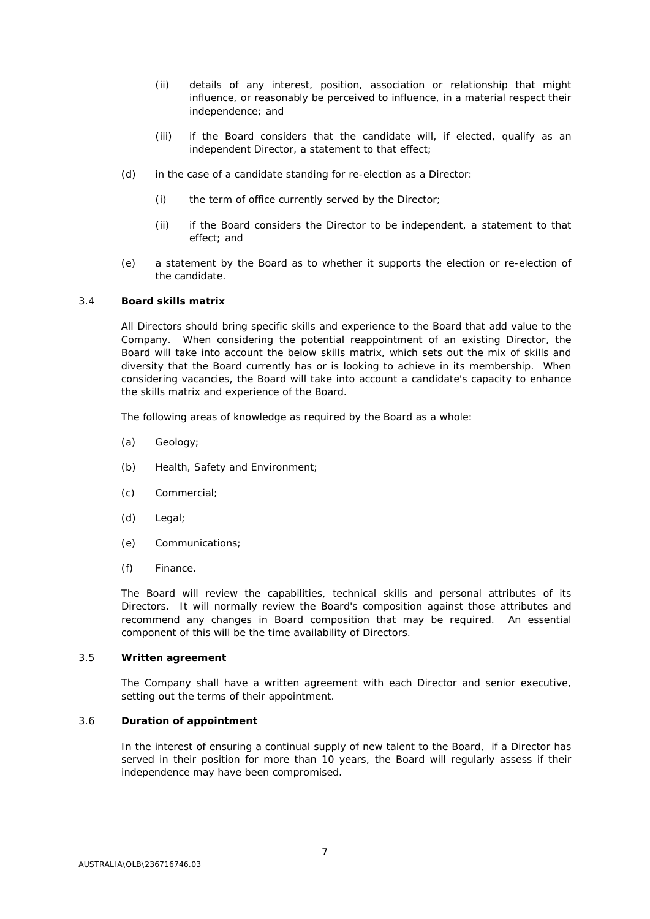(ii) details of any interest, position, association or relationship that might influence, or reasonably be perceived to influence, in a material respect their independence; and

(iii) if the Board considers that the candidate will, if elected, qualify as an independent Director, a statement to that effect;

(d) in the case of a candidate standing for re-election as a Director:

(i) the term of office currently served by the Director;

(ii) if the Board considers the Director to be independent, a statement to that effect; and

(e) a statement by the Board as to whether it supports the election or re-election of the candidate.

### 3.4 Board skills matrix

All Directors should bring specific skills and experience to the Board that add value to the Company. When considering the potential reappointment of an existing Director, the Board will take into account the below skills matrix, which sets out the mix of skills and diversity that the Board currently has or is looking to achieve in its membership. When considering vacancies, the Board will take into account a candidate's capacity to enhance the skills matrix and experience of the Board.

The following areas of knowledge as required by the Board as a whole:

(a) Geology;

(b) Health, Safety and Environment;

(c) Commercial;

(d) Legal;

(e) Communications;

(f) Finance.

The Board will review the capabilities, technical skills and personal attributes of its Directors. It will normally review the Board's composition against those attributes and recommend any changes in Board composition that may be required. An essential component of this will be the time availability of Directors.

### 3.5 Written agreement

The Company shall have a written agreement with each Director and senior executive, setting out the terms of their appointment.

### 3.6 Duration of appointment

In the interest of ensuring a continual supply of new talent to the Board, if a Director has served in their position for more than 10 years, the Board will regularly assess if their independence may have been compromised.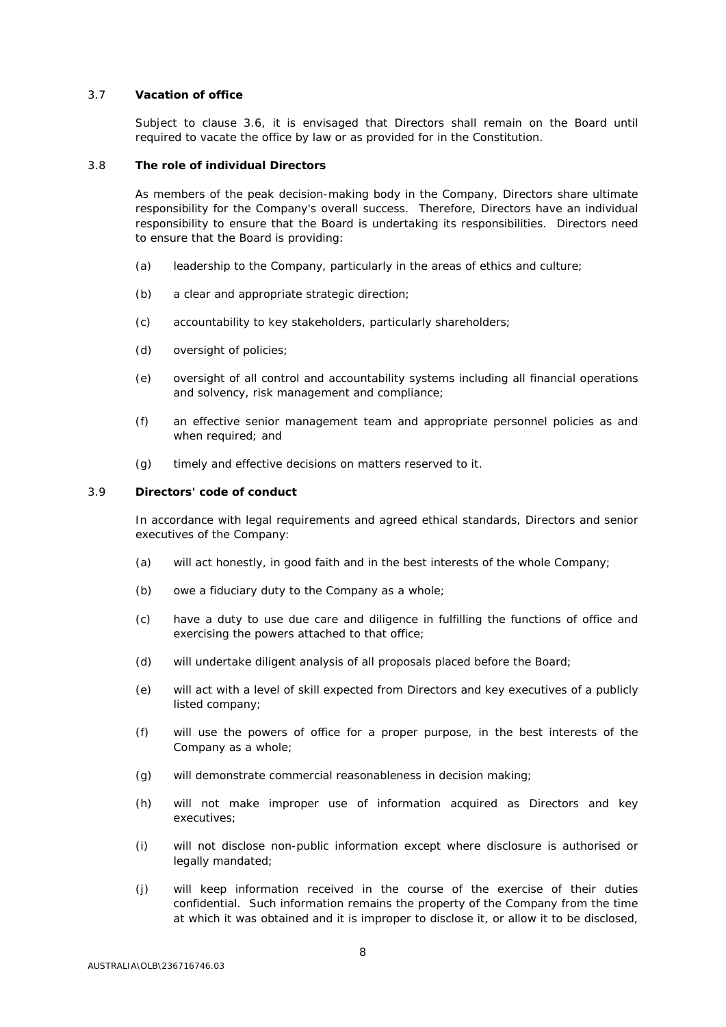### 3.7 Vacation of office

Subject to clause 3.6, it is envisaged that Directors shall remain on the Board until required to vacate the office by law or as provided for in the Constitution.

### 3.8 The role of individual Directors

As members of the peak decision-making body in the Company, Directors share ultimate responsibility for the Company's overall success. Therefore, Directors have an individual responsibility to ensure that the Board is undertaking its responsibilities. Directors need to ensure that the Board is providing:

(a) leadership to the Company, particularly in the areas of ethics and culture;

(b) a clear and appropriate strategic direction;

(c) accountability to key stakeholders, particularly shareholders;

(d) oversight of policies;

(e) oversight of all control and accountability systems including all financial operations and solvency, risk management and compliance;

(f) an effective senior management team and appropriate personnel policies as and when required; and

(g) timely and effective decisions on matters reserved to it.

### 3.9 Directors' code of conduct

In accordance with legal requirements and agreed ethical standards, Directors and senior executives of the Company:

(a) will act honestly, in good faith and in the best interests of the whole Company;

(b) owe a fiduciary duty to the Company as a whole;

(c) have a duty to use due care and diligence in fulfilling the functions of office and exercising the powers attached to that office;

(d) will undertake diligent analysis of all proposals placed before the Board;

(e) will act with a level of skill expected from Directors and key executives of a publicly listed company;

(f) will use the powers of office for a proper purpose, in the best interests of the Company as a whole;

(g) will demonstrate commercial reasonableness in decision making;

(h) will not make improper use of information acquired as Directors and key executives;

(i) will not disclose non-public information except where disclosure is authorised or legally mandated;

(j) will keep information received in the course of the exercise of their duties confidential. Such information remains the property of the Company from the time at which it was obtained and it is improper to disclose it, or allow it to be disclosed,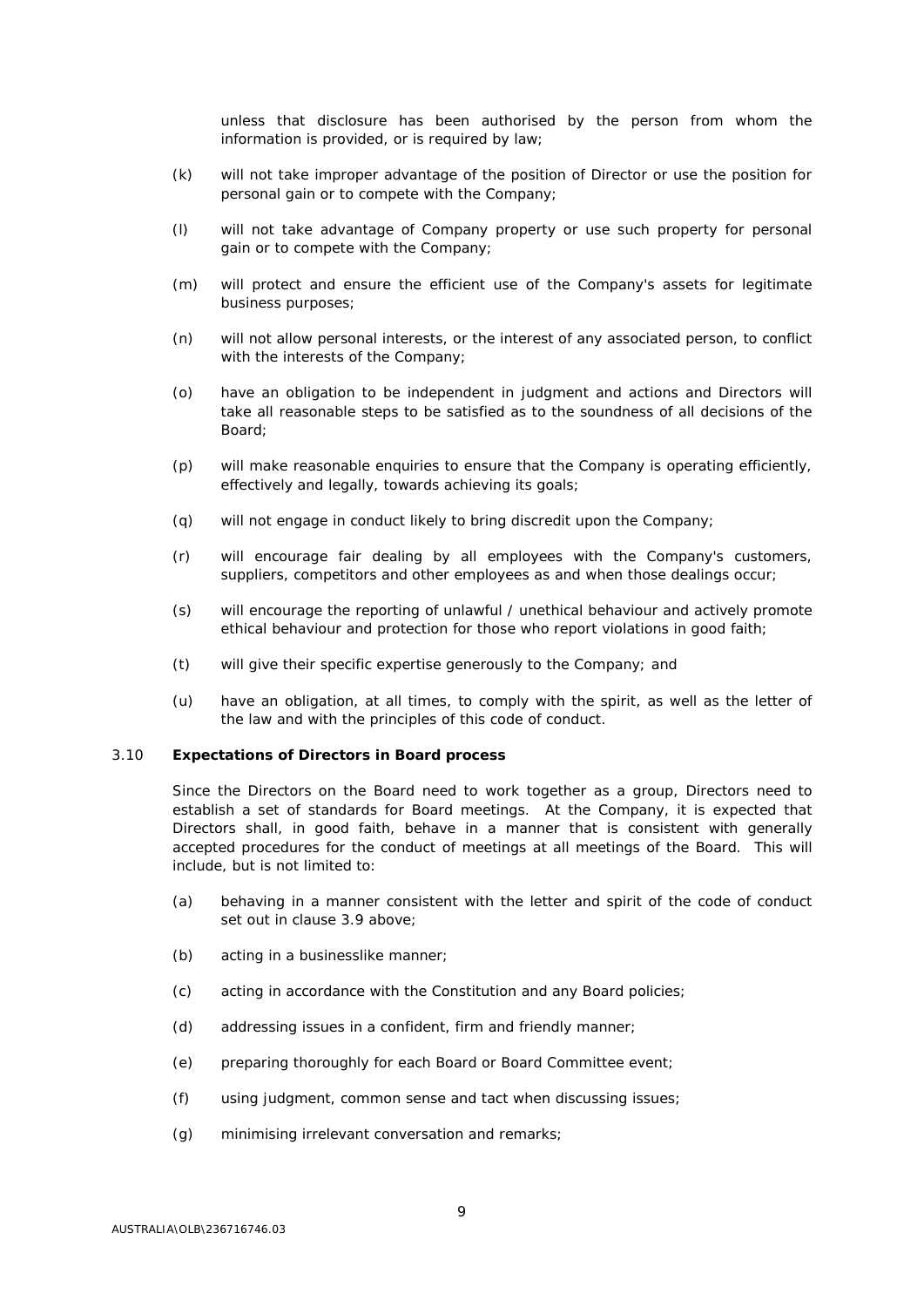unless that disclosure has been authorised by the person from whom the information is provided, or is required by law;

(k) will not take improper advantage of the position of Director or use the position for personal gain or to compete with the Company;

(l) will not take advantage of Company property or use such property for personal gain or to compete with the Company;

(m) will protect and ensure the efficient use of the Company's assets for legitimate business purposes;

(n) will not allow personal interests, or the interest of any associated person, to conflict with the interests of the Company;

(o) have an obligation to be independent in judgment and actions and Directors will take all reasonable steps to be satisfied as to the soundness of all decisions of the Board;

(p) will make reasonable enquiries to ensure that the Company is operating efficiently, effectively and legally, towards achieving its goals;

(q) will not engage in conduct likely to bring discredit upon the Company;

(r) will encourage fair dealing by all employees with the Company's customers, suppliers, competitors and other employees as and when those dealings occur;

(s) will encourage the reporting of unlawful / unethical behaviour and actively promote ethical behaviour and protection for those who report violations in good faith;

(t) will give their specific expertise generously to the Company; and

(u) have an obligation, at all times, to comply with the spirit, as well as the letter of the law and with the principles of this code of conduct.

3.10 **Expectations of Directors in Board process**

Since the Directors on the Board need to work together as a group, Directors need to establish a set of standards for Board meetings. At the Company, it is expected that Directors shall, in good faith, behave in a manner that is consistent with generally accepted procedures for the conduct of meetings at all meetings of the Board. This will include, but is not limited to:

(a) behaving in a manner consistent with the letter and spirit of the code of conduct set out in clause 3.9 above;

(b) acting in a businesslike manner;

(c) acting in accordance with the Constitution and any Board policies;

(d) addressing issues in a confident, firm and friendly manner;

(e) preparing thoroughly for each Board or Board Committee event;

(f) using judgment, common sense and tact when discussing issues;

(g) minimising irrelevant conversation and remarks;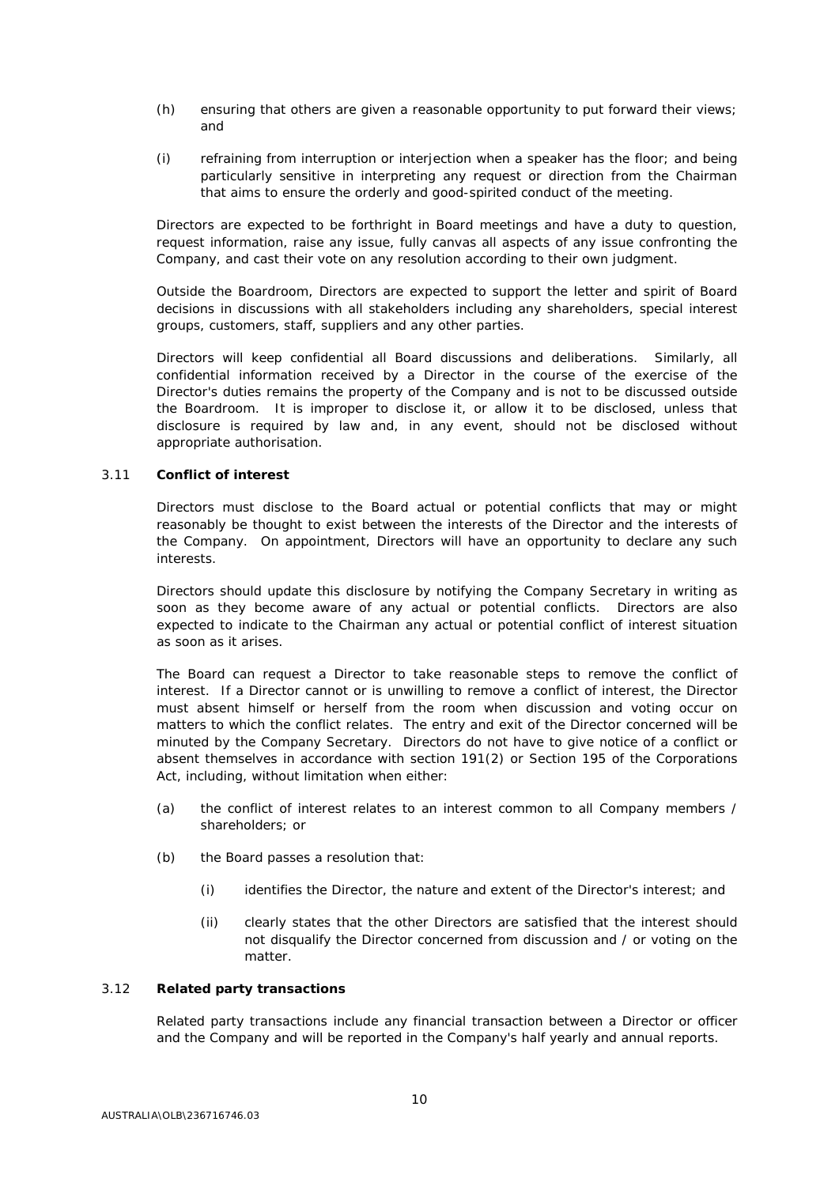(h) ensuring that others are given a reasonable opportunity to put forward their views; and

(i) refraining from interruption or interjection when a speaker has the floor; and being particularly sensitive in interpreting any request or direction from the Chairman that aims to ensure the orderly and good-spirited conduct of the meeting.

Directors are expected to be forthright in Board meetings and have a duty to question, request information, raise any issue, fully canvas all aspects of any issue confronting the Company, and cast their vote on any resolution according to their own judgment.

Outside the Boardroom, Directors are expected to support the letter and spirit of Board decisions in discussions with all stakeholders including any shareholders, special interest groups, customers, staff, suppliers and any other parties.

Directors will keep confidential all Board discussions and deliberations. Similarly, all confidential information received by a Director in the course of the exercise of the Director's duties remains the property of the Company and is not to be discussed outside the Boardroom. It is improper to disclose it, or allow it to be disclosed, unless that disclosure is required by law and, in any event, should not be disclosed without appropriate authorisation.

### 3.11 **Conflict of interest**

Directors must disclose to the Board actual or potential conflicts that may or might reasonably be thought to exist between the interests of the Director and the interests of the Company. On appointment, Directors will have an opportunity to declare any such interests.

Directors should update this disclosure by notifying the Company Secretary in writing as soon as they become aware of any actual or potential conflicts. Directors are also expected to indicate to the Chairman any actual or potential conflict of interest situation as soon as it arises.

The Board can request a Director to take reasonable steps to remove the conflict of interest. If a Director cannot or is unwilling to remove a conflict of interest, the Director must absent himself or herself from the room when discussion and voting occur on matters to which the conflict relates. The entry and exit of the Director concerned will be minuted by the Company Secretary. Directors do not have to give notice of a conflict or absent themselves in accordance with section 191(2) or Section 195 of the Corporations Act, including, without limitation when either:

(a) the conflict of interest relates to an interest common to all Company members / shareholders; or

(b) the Board passes a resolution that:

   (i) identifies the Director, the nature and extent of the Director's interest; and

   (ii) clearly states that the other Directors are satisfied that the interest should not disqualify the Director concerned from discussion and / or voting on the matter.

### 3.12 **Related party transactions**

Related party transactions include any financial transaction between a Director or officer and the Company and will be reported in the Company's half yearly and annual reports.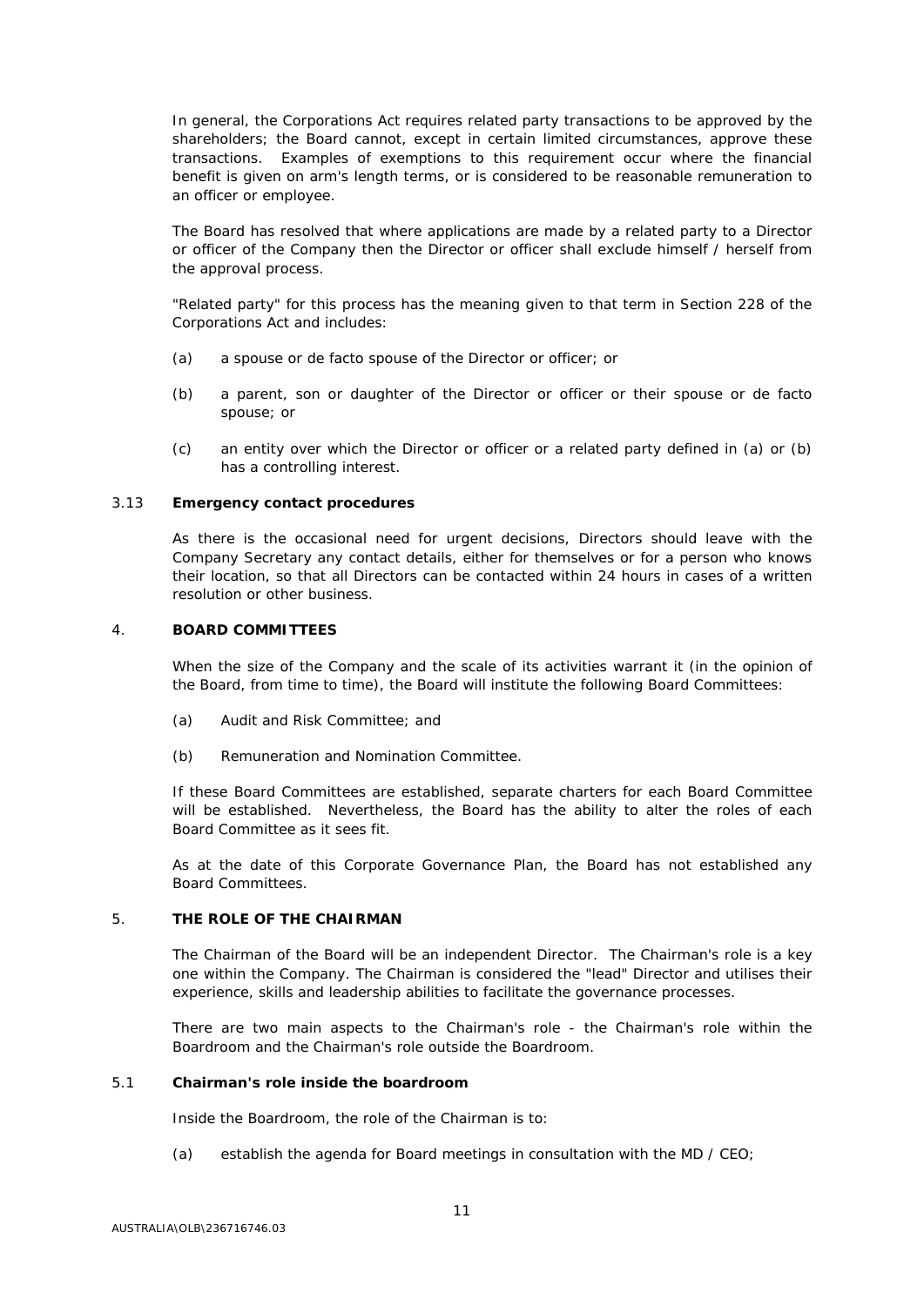In general, the Corporations Act requires related party transactions to be approved by the shareholders; the Board cannot, except in certain limited circumstances, approve these transactions. Examples of exemptions to this requirement occur where the financial benefit is given on arm's length terms, or is considered to be reasonable remuneration to an officer or employee.

The Board has resolved that where applications are made by a related party to a Director or officer of the Company then the Director or officer shall exclude himself / herself from the approval process.

"Related party" for this process has the meaning given to that term in Section 228 of the Corporations Act and includes:

(a) a spouse or de facto spouse of the Director or officer; or

(b) a parent, son or daughter of the Director or officer or their spouse or de facto spouse; or

(c) an entity over which the Director or officer or a related party defined in (a) or (b) has a controlling interest.

### 3.13 Emergency contact procedures

As there is the occasional need for urgent decisions, Directors should leave with the Company Secretary any contact details, either for themselves or for a person who knows their location, so that all Directors can be contacted within 24 hours in cases of a written resolution or other business.

## 4. BOARD COMMITTEES

When the size of the Company and the scale of its activities warrant it (in the opinion of the Board, from time to time), the Board will institute the following Board Committees:

(a) Audit and Risk Committee; and

(b) Remuneration and Nomination Committee.

If these Board Committees are established, separate charters for each Board Committee will be established. Nevertheless, the Board has the ability to alter the roles of each Board Committee as it sees fit.

As at the date of this Corporate Governance Plan, the Board has not established any Board Committees.

## 5. THE ROLE OF THE CHAIRMAN

The Chairman of the Board will be an independent Director. The Chairman's role is a key one within the Company. The Chairman is considered the "lead" Director and utilises their experience, skills and leadership abilities to facilitate the governance processes.

There are two main aspects to the Chairman's role - the Chairman's role within the Boardroom and the Chairman's role outside the Boardroom.

### 5.1 Chairman's role inside the boardroom

Inside the Boardroom, the role of the Chairman is to:

(a) establish the agenda for Board meetings in consultation with the MD / CEO;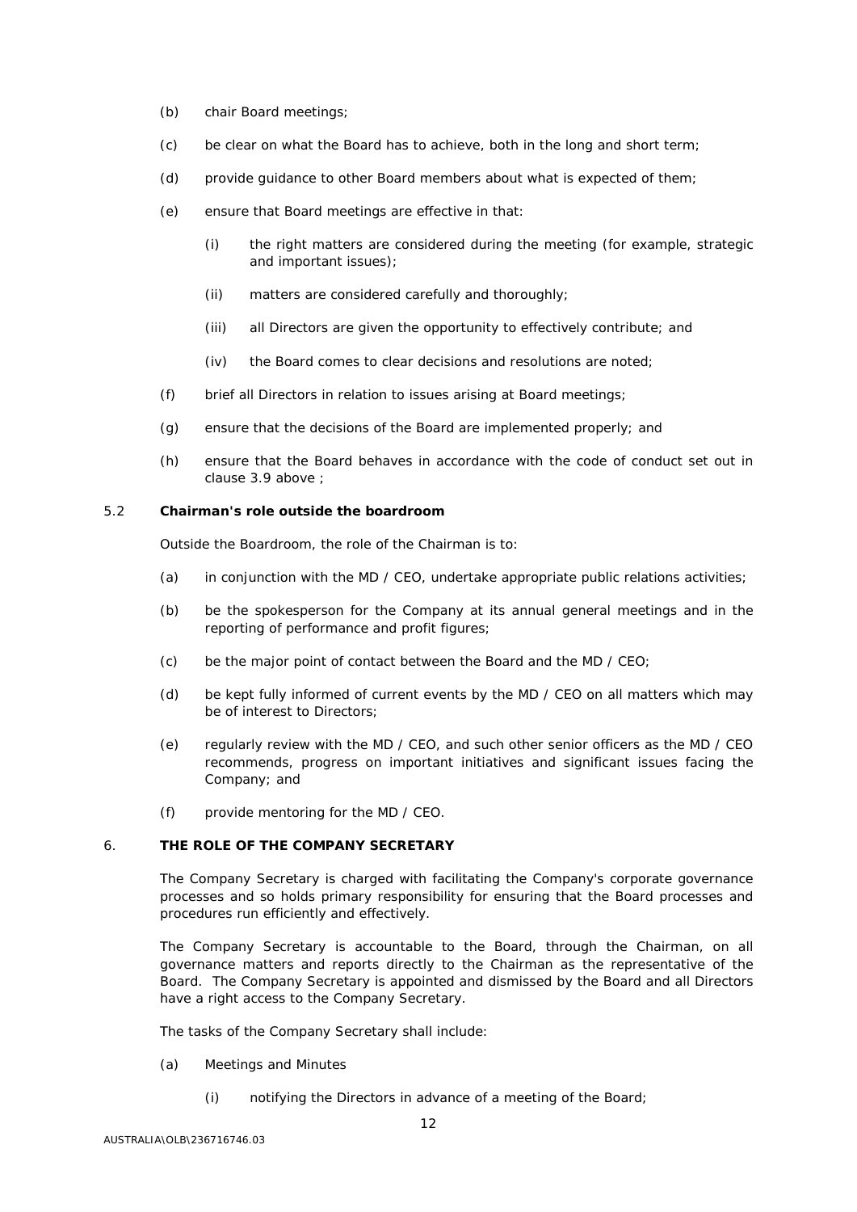(b) chair Board meetings;

(c) be clear on what the Board has to achieve, both in the long and short term;

(d) provide guidance to other Board members about what is expected of them;

(e) ensure that Board meetings are effective in that:

    (i) the right matters are considered during the meeting (for example, strategic and important issues);

    (ii) matters are considered carefully and thoroughly;

    (iii) all Directors are given the opportunity to effectively contribute; and

    (iv) the Board comes to clear decisions and resolutions are noted;

(f) brief all Directors in relation to issues arising at Board meetings;

(g) ensure that the decisions of the Board are implemented properly; and

(h) ensure that the Board behaves in accordance with the code of conduct set out in clause 3.9 above ;

### 5.2 Chairman's role outside the boardroom

Outside the Boardroom, the role of the Chairman is to:

(a) in conjunction with the MD / CEO, undertake appropriate public relations activities;

(b) be the spokesperson for the Company at its annual general meetings and in the reporting of performance and profit figures;

(c) be the major point of contact between the Board and the MD / CEO;

(d) be kept fully informed of current events by the MD / CEO on all matters which may be of interest to Directors;

(e) regularly review with the MD / CEO, and such other senior officers as the MD / CEO recommends, progress on important initiatives and significant issues facing the Company; and

(f) provide mentoring for the MD / CEO.

## 6. THE ROLE OF THE COMPANY SECRETARY

The Company Secretary is charged with facilitating the Company's corporate governance processes and so holds primary responsibility for ensuring that the Board processes and procedures run efficiently and effectively.

The Company Secretary is accountable to the Board, through the Chairman, on all governance matters and reports directly to the Chairman as the representative of the Board. The Company Secretary is appointed and dismissed by the Board and all Directors have a right access to the Company Secretary.

The tasks of the Company Secretary shall include:

(a) Meetings and Minutes

    (i) notifying the Directors in advance of a meeting of the Board;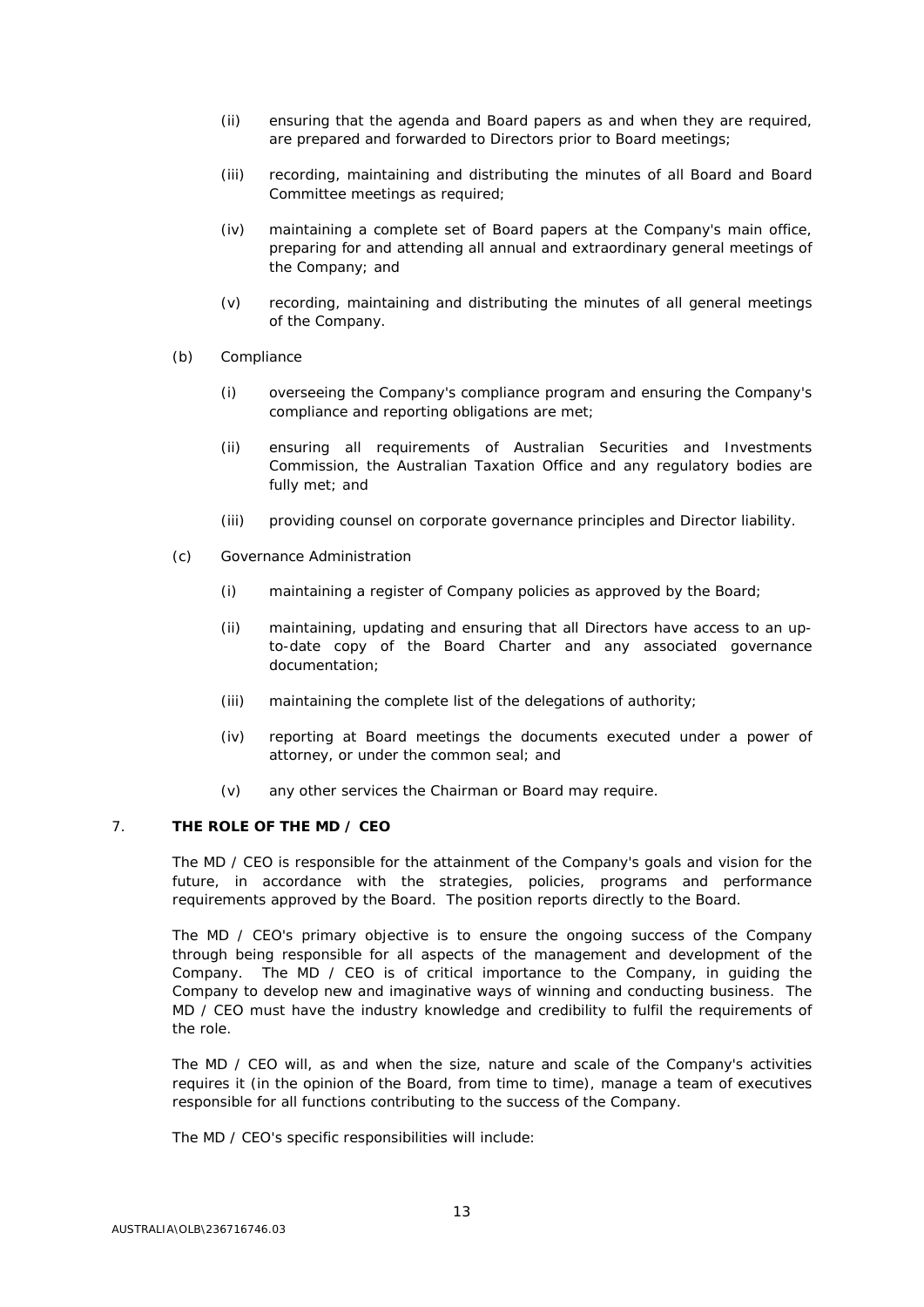(ii) ensuring that the agenda and Board papers as and when they are required, are prepared and forwarded to Directors prior to Board meetings;

(iii) recording, maintaining and distributing the minutes of all Board and Board Committee meetings as required;

(iv) maintaining a complete set of Board papers at the Company's main office, preparing for and attending all annual and extraordinary general meetings of the Company; and

(v) recording, maintaining and distributing the minutes of all general meetings of the Company.

(b) Compliance

(i) overseeing the Company's compliance program and ensuring the Company's compliance and reporting obligations are met;

(ii) ensuring all requirements of Australian Securities and Investments Commission, the Australian Taxation Office and any regulatory bodies are fully met; and

(iii) providing counsel on corporate governance principles and Director liability.

(c) Governance Administration

(i) maintaining a register of Company policies as approved by the Board;

(ii) maintaining, updating and ensuring that all Directors have access to an up-to-date copy of the Board Charter and any associated governance documentation;

(iii) maintaining the complete list of the delegations of authority;

(iv) reporting at Board meetings the documents executed under a power of attorney, or under the common seal; and

(v) any other services the Chairman or Board may require.

## 7. THE ROLE OF THE MD / CEO

The MD / CEO is responsible for the attainment of the Company's goals and vision for the future, in accordance with the strategies, policies, programs and performance requirements approved by the Board. The position reports directly to the Board.

The MD / CEO's primary objective is to ensure the ongoing success of the Company through being responsible for all aspects of the management and development of the Company. The MD / CEO is of critical importance to the Company, in guiding the Company to develop new and imaginative ways of winning and conducting business. The MD / CEO must have the industry knowledge and credibility to fulfil the requirements of the role.

The MD / CEO will, as and when the size, nature and scale of the Company's activities requires it (in the opinion of the Board, from time to time), manage a team of executives responsible for all functions contributing to the success of the Company.

The MD / CEO's specific responsibilities will include: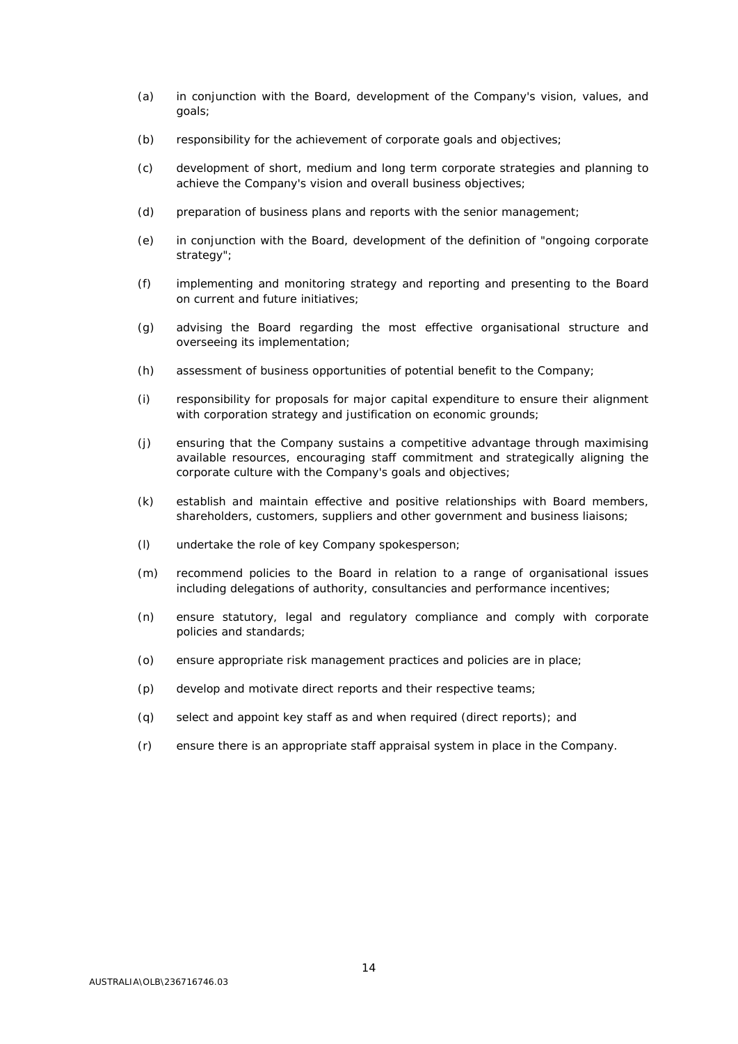(a) in conjunction with the Board, development of the Company's vision, values, and goals;

(b) responsibility for the achievement of corporate goals and objectives;

(c) development of short, medium and long term corporate strategies and planning to achieve the Company's vision and overall business objectives;

(d) preparation of business plans and reports with the senior management;

(e) in conjunction with the Board, development of the definition of "ongoing corporate strategy";

(f) implementing and monitoring strategy and reporting and presenting to the Board on current and future initiatives;

(g) advising the Board regarding the most effective organisational structure and overseeing its implementation;

(h) assessment of business opportunities of potential benefit to the Company;

(i) responsibility for proposals for major capital expenditure to ensure their alignment with corporation strategy and justification on economic grounds;

(j) ensuring that the Company sustains a competitive advantage through maximising available resources, encouraging staff commitment and strategically aligning the corporate culture with the Company's goals and objectives;

(k) establish and maintain effective and positive relationships with Board members, shareholders, customers, suppliers and other government and business liaisons;

(l) undertake the role of key Company spokesperson;

(m) recommend policies to the Board in relation to a range of organisational issues including delegations of authority, consultancies and performance incentives;

(n) ensure statutory, legal and regulatory compliance and comply with corporate policies and standards;

(o) ensure appropriate risk management practices and policies are in place;

(p) develop and motivate direct reports and their respective teams;

(q) select and appoint key staff as and when required (direct reports); and

(r) ensure there is an appropriate staff appraisal system in place in the Company.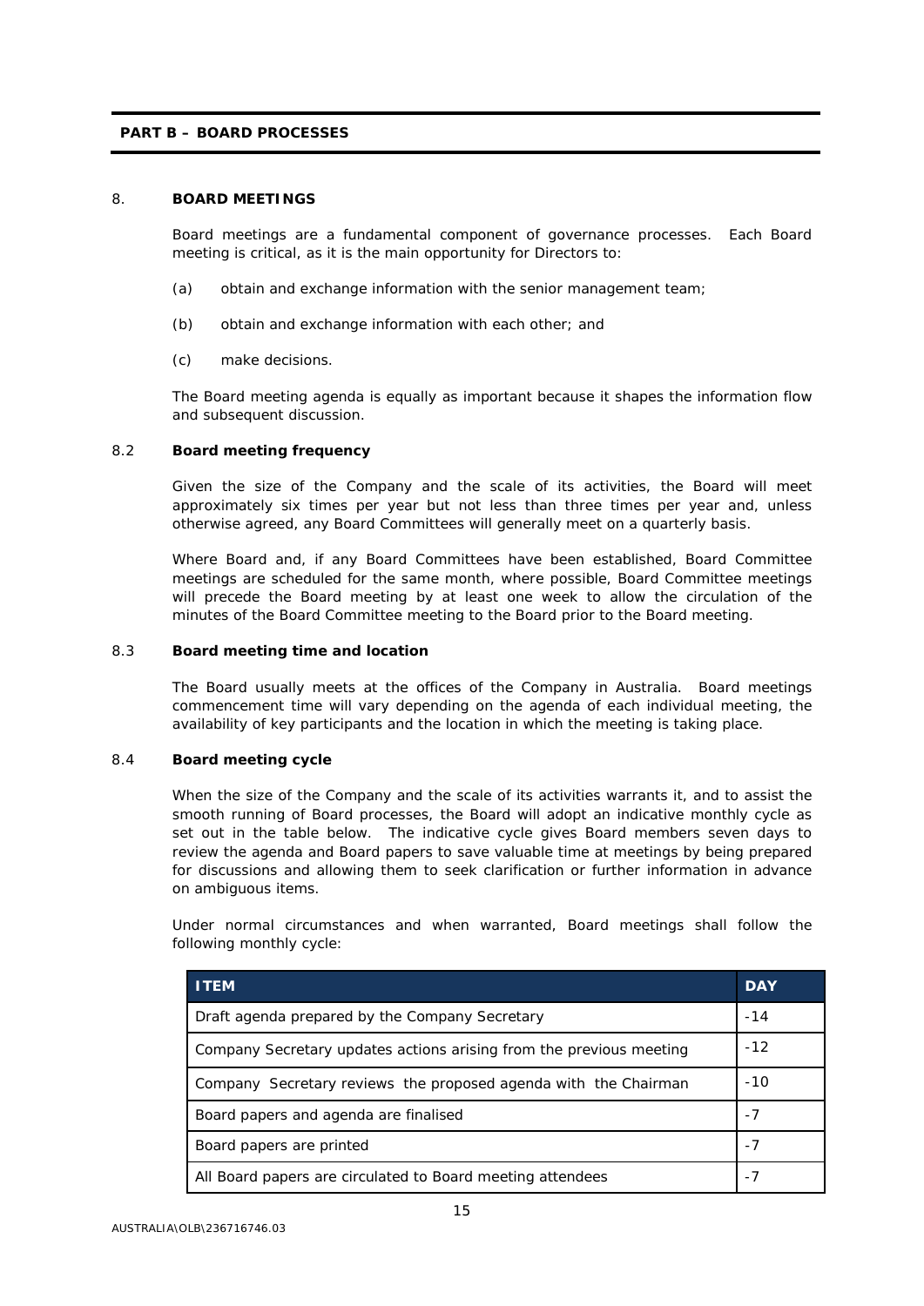## PART B – BOARD PROCESSES

### 8. BOARD MEETINGS

Board meetings are a fundamental component of governance processes. Each Board meeting is critical, as it is the main opportunity for Directors to:

(a) obtain and exchange information with the senior management team;

(b) obtain and exchange information with each other; and

(c) make decisions.

The Board meeting agenda is equally as important because it shapes the information flow and subsequent discussion.

#### 8.2 Board meeting frequency

Given the size of the Company and the scale of its activities, the Board will meet approximately six times per year but not less than three times per year and, unless otherwise agreed, any Board Committees will generally meet on a quarterly basis.

Where Board and, if any Board Committees have been established, Board Committee meetings are scheduled for the same month, where possible, Board Committee meetings will precede the Board meeting by at least one week to allow the circulation of the minutes of the Board Committee meeting to the Board prior to the Board meeting.

#### 8.3 Board meeting time and location

The Board usually meets at the offices of the Company in Australia. Board meetings commencement time will vary depending on the agenda of each individual meeting, the availability of key participants and the location in which the meeting is taking place.

#### 8.4 Board meeting cycle

When the size of the Company and the scale of its activities warrants it, and to assist the smooth running of Board processes, the Board will adopt an indicative monthly cycle as set out in the table below. The indicative cycle gives Board members seven days to review the agenda and Board papers to save valuable time at meetings by being prepared for discussions and allowing them to seek clarification or further information in advance on ambiguous items.

Under normal circumstances and when warranted, Board meetings shall follow the following monthly cycle:

| ITEM | DAY |
| --- | --- |
| Draft agenda prepared by the Company Secretary | -14 |
| Company Secretary updates actions arising from the previous meeting | -12 |
| Company Secretary reviews the proposed agenda with the Chairman | -10 |
| Board papers and agenda are finalised | -7 |
| Board papers are printed | -7 |
| All Board papers are circulated to Board meeting attendees | -7 |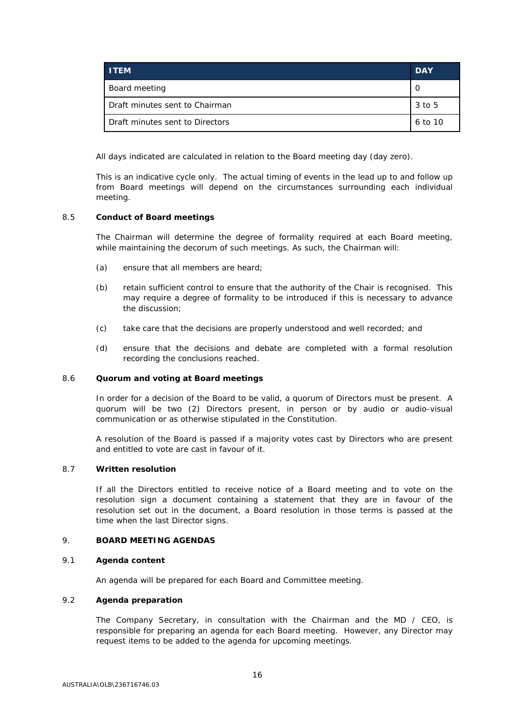| ITEM | DAY |
|---|---|
| Board meeting | 0 |
| Draft minutes sent to Chairman | 3 to 5 |
| Draft minutes sent to Directors | 6 to 10 |

All days indicated are calculated in relation to the Board meeting day (day zero).

This is an indicative cycle only. The actual timing of events in the lead up to and follow up from Board meetings will depend on the circumstances surrounding each individual meeting.

### 8.5 Conduct of Board meetings

The Chairman will determine the degree of formality required at each Board meeting, while maintaining the decorum of such meetings. As such, the Chairman will:

(a) ensure that all members are heard;

(b) retain sufficient control to ensure that the authority of the Chair is recognised. This may require a degree of formality to be introduced if this is necessary to advance the discussion;

(c) take care that the decisions are properly understood and well recorded; and

(d) ensure that the decisions and debate are completed with a formal resolution recording the conclusions reached.

### 8.6 Quorum and voting at Board meetings

In order for a decision of the Board to be valid, a quorum of Directors must be present. A quorum will be two (2) Directors present, in person or by audio or audio-visual communication or as otherwise stipulated in the Constitution.

A resolution of the Board is passed if a majority votes cast by Directors who are present and entitled to vote are cast in favour of it.

### 8.7 Written resolution

If all the Directors entitled to receive notice of a Board meeting and to vote on the resolution sign a document containing a statement that they are in favour of the resolution set out in the document, a Board resolution in those terms is passed at the time when the last Director signs.

## 9. BOARD MEETING AGENDAS

### 9.1 Agenda content

An agenda will be prepared for each Board and Committee meeting.

### 9.2 Agenda preparation

The Company Secretary, in consultation with the Chairman and the MD / CEO, is responsible for preparing an agenda for each Board meeting. However, any Director may request items to be added to the agenda for upcoming meetings.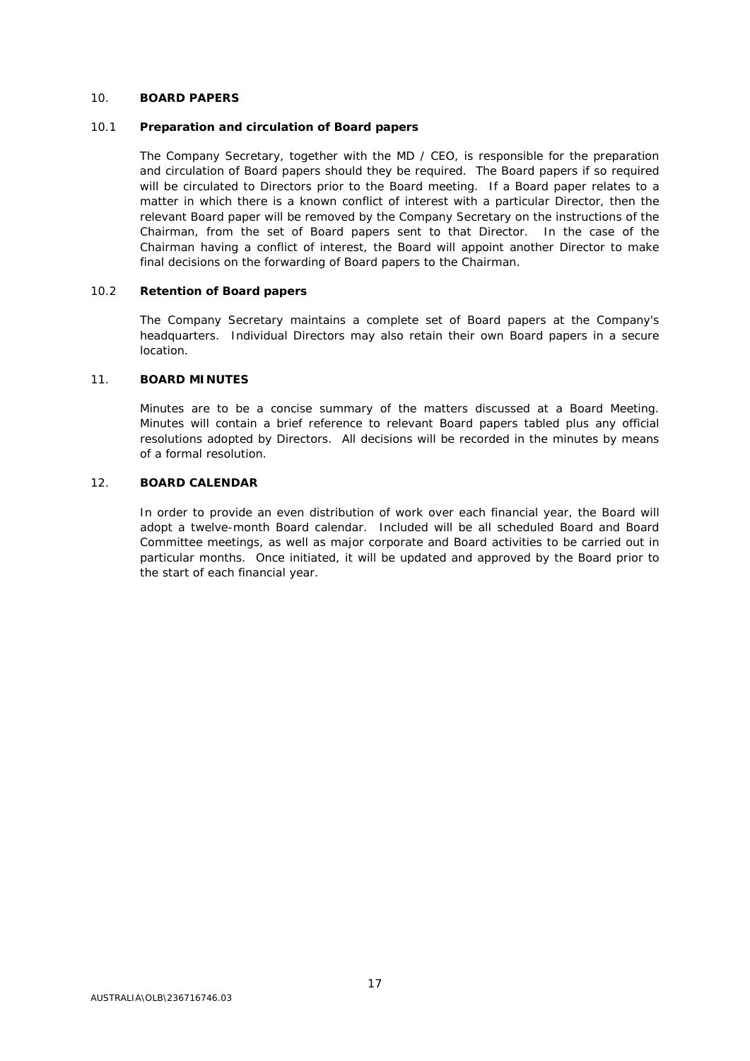## 10. BOARD PAPERS

### 10.1 Preparation and circulation of Board papers

The Company Secretary, together with the MD / CEO, is responsible for the preparation and circulation of Board papers should they be required. The Board papers if so required will be circulated to Directors prior to the Board meeting. If a Board paper relates to a matter in which there is a known conflict of interest with a particular Director, then the relevant Board paper will be removed by the Company Secretary on the instructions of the Chairman, from the set of Board papers sent to that Director. In the case of the Chairman having a conflict of interest, the Board will appoint another Director to make final decisions on the forwarding of Board papers to the Chairman.

### 10.2 Retention of Board papers

The Company Secretary maintains a complete set of Board papers at the Company's headquarters. Individual Directors may also retain their own Board papers in a secure location.

## 11. BOARD MINUTES

Minutes are to be a concise summary of the matters discussed at a Board Meeting. Minutes will contain a brief reference to relevant Board papers tabled plus any official resolutions adopted by Directors. All decisions will be recorded in the minutes by means of a formal resolution.

## 12. BOARD CALENDAR

In order to provide an even distribution of work over each financial year, the Board will adopt a twelve-month Board calendar. Included will be all scheduled Board and Board Committee meetings, as well as major corporate and Board activities to be carried out in particular months. Once initiated, it will be updated and approved by the Board prior to the start of each financial year.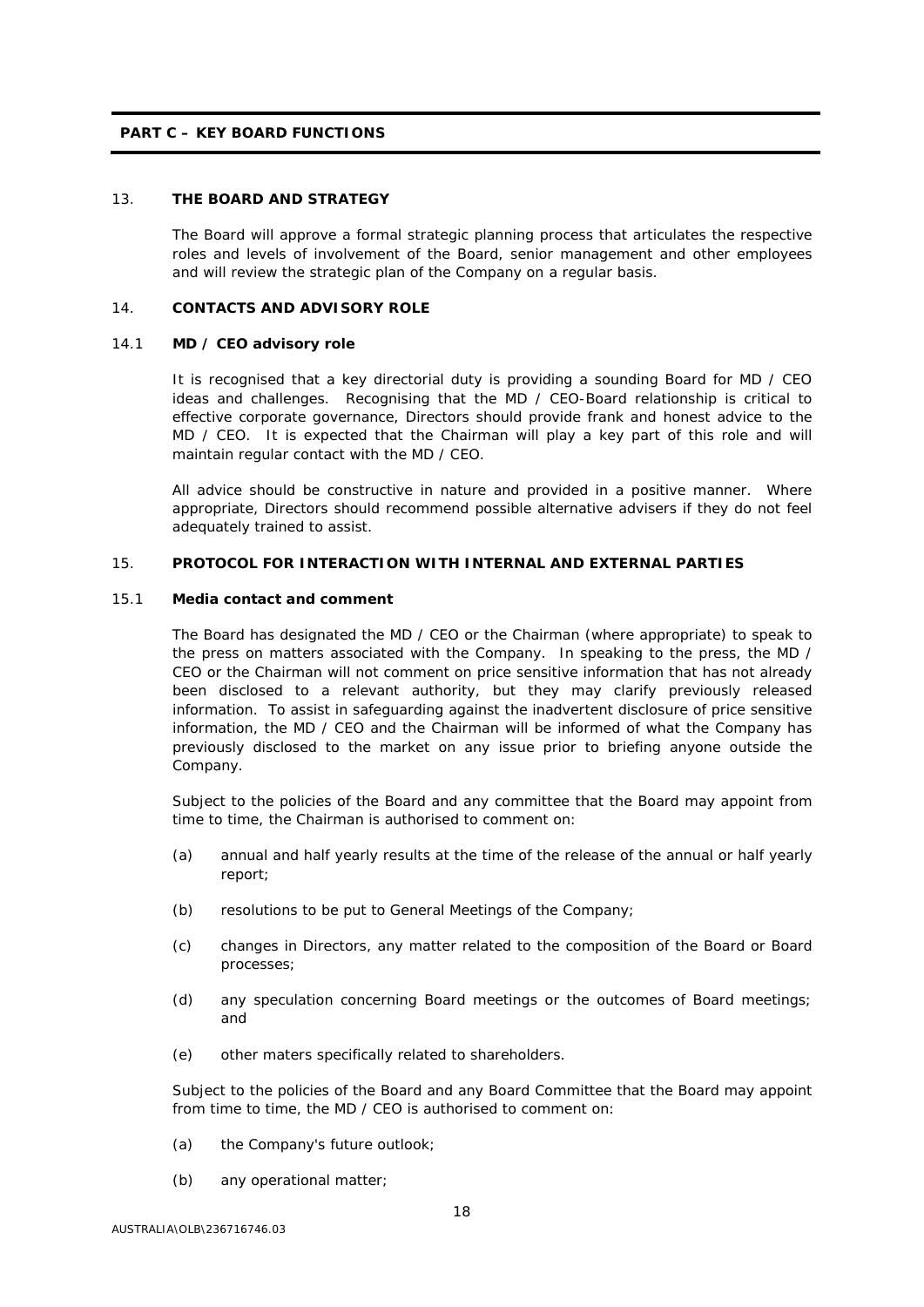## PART C – KEY BOARD FUNCTIONS

### 13. THE BOARD AND STRATEGY

The Board will approve a formal strategic planning process that articulates the respective roles and levels of involvement of the Board, senior management and other employees and will review the strategic plan of the Company on a regular basis.

### 14. CONTACTS AND ADVISORY ROLE

#### 14.1 MD / CEO advisory role

It is recognised that a key directorial duty is providing a sounding Board for MD / CEO ideas and challenges. Recognising that the MD / CEO-Board relationship is critical to effective corporate governance, Directors should provide frank and honest advice to the MD / CEO. It is expected that the Chairman will play a key part of this role and will maintain regular contact with the MD / CEO.

All advice should be constructive in nature and provided in a positive manner. Where appropriate, Directors should recommend possible alternative advisers if they do not feel adequately trained to assist.

### 15. PROTOCOL FOR INTERACTION WITH INTERNAL AND EXTERNAL PARTIES

#### 15.1 Media contact and comment

The Board has designated the MD / CEO or the Chairman (where appropriate) to speak to the press on matters associated with the Company. In speaking to the press, the MD / CEO or the Chairman will not comment on price sensitive information that has not already been disclosed to a relevant authority, but they may clarify previously released information. To assist in safeguarding against the inadvertent disclosure of price sensitive information, the MD / CEO and the Chairman will be informed of what the Company has previously disclosed to the market on any issue prior to briefing anyone outside the Company.

Subject to the policies of the Board and any committee that the Board may appoint from time to time, the Chairman is authorised to comment on:

(a) annual and half yearly results at the time of the release of the annual or half yearly report;

(b) resolutions to be put to General Meetings of the Company;

(c) changes in Directors, any matter related to the composition of the Board or Board processes;

(d) any speculation concerning Board meetings or the outcomes of Board meetings; and

(e) other maters specifically related to shareholders.

Subject to the policies of the Board and any Board Committee that the Board may appoint from time to time, the MD / CEO is authorised to comment on:

(a) the Company's future outlook;

(b) any operational matter;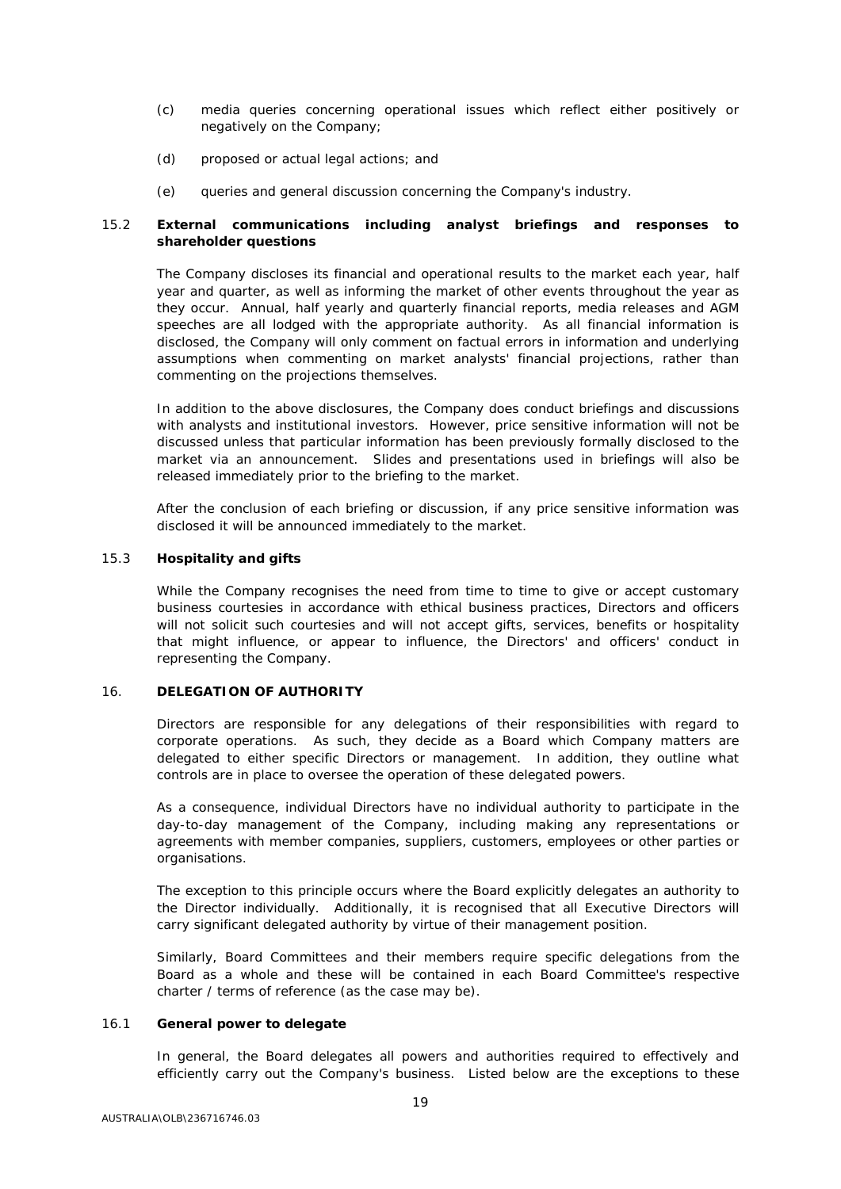(c) media queries concerning operational issues which reflect either positively or negatively on the Company;

(d) proposed or actual legal actions; and

(e) queries and general discussion concerning the Company's industry.

### 15.2 External communications including analyst briefings and responses to shareholder questions

The Company discloses its financial and operational results to the market each year, half year and quarter, as well as informing the market of other events throughout the year as they occur. Annual, half yearly and quarterly financial reports, media releases and AGM speeches are all lodged with the appropriate authority. As all financial information is disclosed, the Company will only comment on factual errors in information and underlying assumptions when commenting on market analysts' financial projections, rather than commenting on the projections themselves.

In addition to the above disclosures, the Company does conduct briefings and discussions with analysts and institutional investors. However, price sensitive information will not be discussed unless that particular information has been previously formally disclosed to the market via an announcement. Slides and presentations used in briefings will also be released immediately prior to the briefing to the market.

After the conclusion of each briefing or discussion, if any price sensitive information was disclosed it will be announced immediately to the market.

### 15.3 Hospitality and gifts

While the Company recognises the need from time to time to give or accept customary business courtesies in accordance with ethical business practices, Directors and officers will not solicit such courtesies and will not accept gifts, services, benefits or hospitality that might influence, or appear to influence, the Directors' and officers' conduct in representing the Company.

## 16. DELEGATION OF AUTHORITY

Directors are responsible for any delegations of their responsibilities with regard to corporate operations. As such, they decide as a Board which Company matters are delegated to either specific Directors or management. In addition, they outline what controls are in place to oversee the operation of these delegated powers.

As a consequence, individual Directors have no individual authority to participate in the day-to-day management of the Company, including making any representations or agreements with member companies, suppliers, customers, employees or other parties or organisations.

The exception to this principle occurs where the Board explicitly delegates an authority to the Director individually. Additionally, it is recognised that all Executive Directors will carry significant delegated authority by virtue of their management position.

Similarly, Board Committees and their members require specific delegations from the Board as a whole and these will be contained in each Board Committee's respective charter / terms of reference (as the case may be).

### 16.1 General power to delegate

In general, the Board delegates all powers and authorities required to effectively and efficiently carry out the Company's business. Listed below are the exceptions to these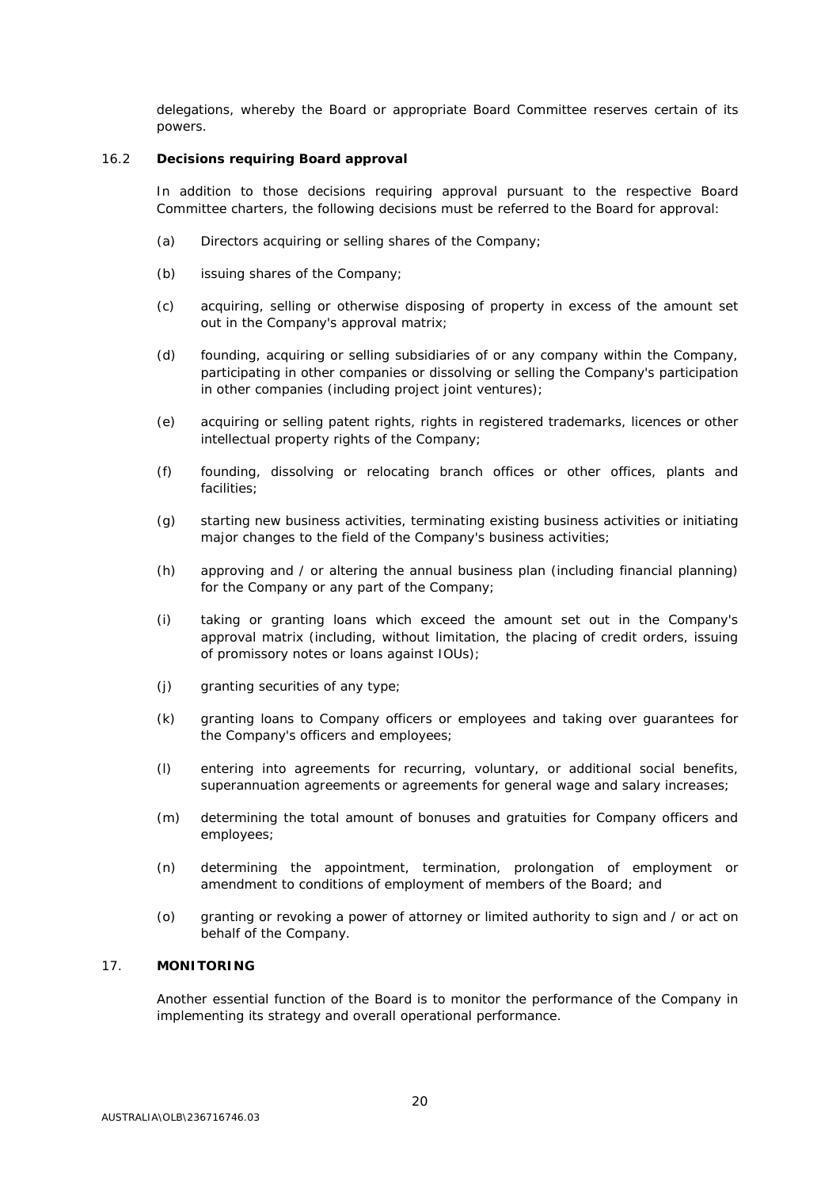delegations, whereby the Board or appropriate Board Committee reserves certain of its powers.

### 16.2 Decisions requiring Board approval

In addition to those decisions requiring approval pursuant to the respective Board Committee charters, the following decisions must be referred to the Board for approval:

(a) Directors acquiring or selling shares of the Company;

(b) issuing shares of the Company;

(c) acquiring, selling or otherwise disposing of property in excess of the amount set out in the Company's approval matrix;

(d) founding, acquiring or selling subsidiaries of or any company within the Company, participating in other companies or dissolving or selling the Company's participation in other companies (including project joint ventures);

(e) acquiring or selling patent rights, rights in registered trademarks, licences or other intellectual property rights of the Company;

(f) founding, dissolving or relocating branch offices or other offices, plants and facilities;

(g) starting new business activities, terminating existing business activities or initiating major changes to the field of the Company's business activities;

(h) approving and / or altering the annual business plan (including financial planning) for the Company or any part of the Company;

(i) taking or granting loans which exceed the amount set out in the Company's approval matrix (including, without limitation, the placing of credit orders, issuing of promissory notes or loans against IOUs);

(j) granting securities of any type;

(k) granting loans to Company officers or employees and taking over guarantees for the Company's officers and employees;

(l) entering into agreements for recurring, voluntary, or additional social benefits, superannuation agreements or agreements for general wage and salary increases;

(m) determining the total amount of bonuses and gratuities for Company officers and employees;

(n) determining the appointment, termination, prolongation of employment or amendment to conditions of employment of members of the Board; and

(o) granting or revoking a power of attorney or limited authority to sign and / or act on behalf of the Company.

## 17. MONITORING

Another essential function of the Board is to monitor the performance of the Company in implementing its strategy and overall operational performance.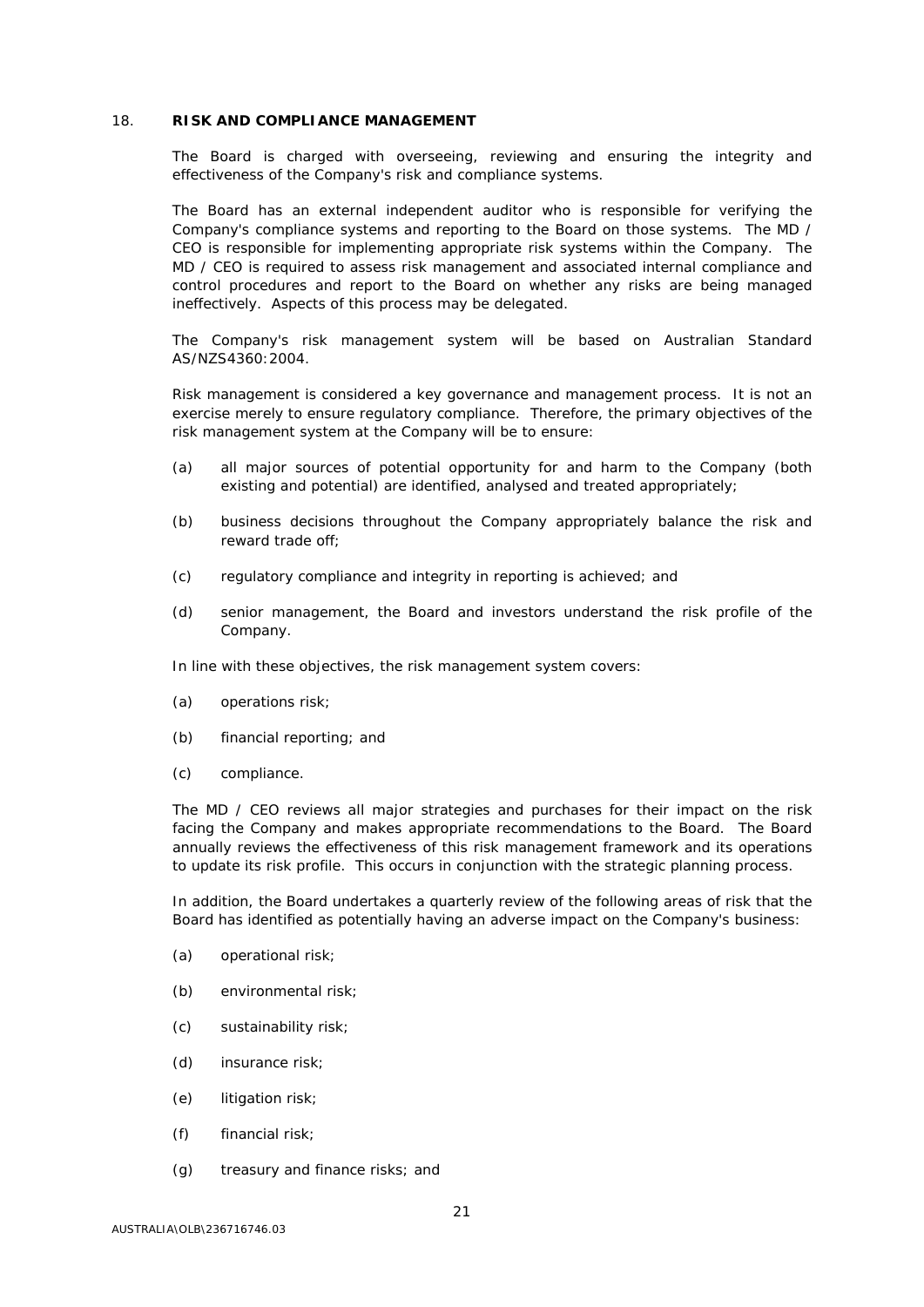## 18. RISK AND COMPLIANCE MANAGEMENT

The Board is charged with overseeing, reviewing and ensuring the integrity and effectiveness of the Company's risk and compliance systems.

The Board has an external independent auditor who is responsible for verifying the Company's compliance systems and reporting to the Board on those systems. The MD / CEO is responsible for implementing appropriate risk systems within the Company. The MD / CEO is required to assess risk management and associated internal compliance and control procedures and report to the Board on whether any risks are being managed ineffectively. Aspects of this process may be delegated.

The Company's risk management system will be based on Australian Standard AS/NZS4360:2004.

Risk management is considered a key governance and management process. It is not an exercise merely to ensure regulatory compliance. Therefore, the primary objectives of the risk management system at the Company will be to ensure:

(a) all major sources of potential opportunity for and harm to the Company (both existing and potential) are identified, analysed and treated appropriately;

(b) business decisions throughout the Company appropriately balance the risk and reward trade off;

(c) regulatory compliance and integrity in reporting is achieved; and

(d) senior management, the Board and investors understand the risk profile of the Company.

In line with these objectives, the risk management system covers:

(a) operations risk;

(b) financial reporting; and

(c) compliance.

The MD / CEO reviews all major strategies and purchases for their impact on the risk facing the Company and makes appropriate recommendations to the Board. The Board annually reviews the effectiveness of this risk management framework and its operations to update its risk profile. This occurs in conjunction with the strategic planning process.

In addition, the Board undertakes a quarterly review of the following areas of risk that the Board has identified as potentially having an adverse impact on the Company's business:

(a) operational risk;

(b) environmental risk;

(c) sustainability risk;

(d) insurance risk;

(e) litigation risk;

(f) financial risk;

(g) treasury and finance risks; and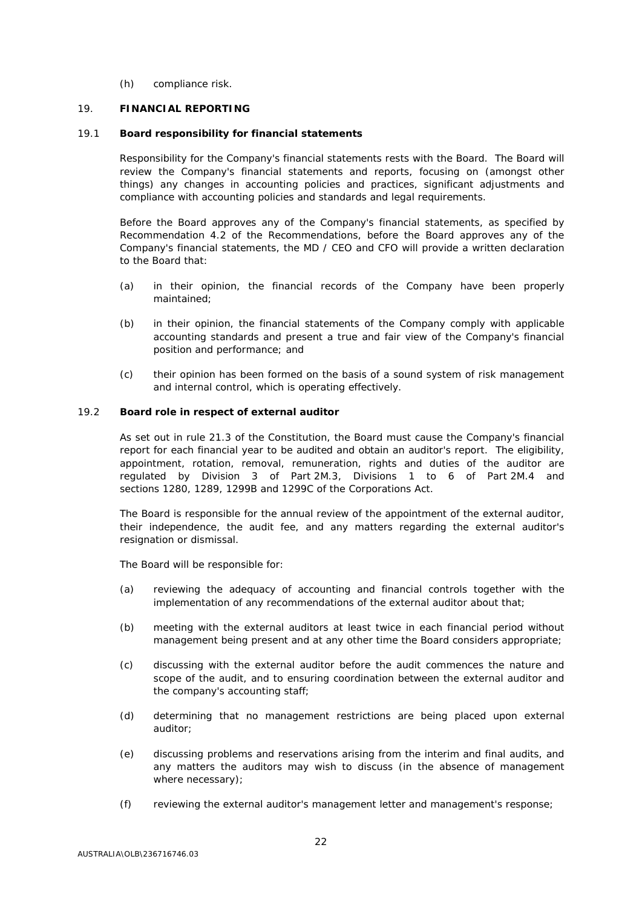(h) compliance risk.

## 19. FINANCIAL REPORTING

### 19.1 Board responsibility for financial statements

Responsibility for the Company's financial statements rests with the Board. The Board will review the Company's financial statements and reports, focusing on (amongst other things) any changes in accounting policies and practices, significant adjustments and compliance with accounting policies and standards and legal requirements.

Before the Board approves any of the Company's financial statements, as specified by Recommendation 4.2 of the Recommendations, before the Board approves any of the Company's financial statements, the MD / CEO and CFO will provide a written declaration to the Board that:

(a) in their opinion, the financial records of the Company have been properly maintained;

(b) in their opinion, the financial statements of the Company comply with applicable accounting standards and present a true and fair view of the Company's financial position and performance; and

(c) their opinion has been formed on the basis of a sound system of risk management and internal control, which is operating effectively.

### 19.2 Board role in respect of external auditor

As set out in rule 21.3 of the Constitution, the Board must cause the Company's financial report for each financial year to be audited and obtain an auditor's report. The eligibility, appointment, rotation, removal, remuneration, rights and duties of the auditor are regulated by Division 3 of Part 2M.3, Divisions 1 to 6 of Part 2M.4 and sections 1280, 1289, 1299B and 1299C of the Corporations Act.

The Board is responsible for the annual review of the appointment of the external auditor, their independence, the audit fee, and any matters regarding the external auditor's resignation or dismissal.

The Board will be responsible for:

(a) reviewing the adequacy of accounting and financial controls together with the implementation of any recommendations of the external auditor about that;

(b) meeting with the external auditors at least twice in each financial period without management being present and at any other time the Board considers appropriate;

(c) discussing with the external auditor before the audit commences the nature and scope of the audit, and to ensuring coordination between the external auditor and the company's accounting staff;

(d) determining that no management restrictions are being placed upon external auditor;

(e) discussing problems and reservations arising from the interim and final audits, and any matters the auditors may wish to discuss (in the absence of management where necessary);

(f) reviewing the external auditor's management letter and management's response;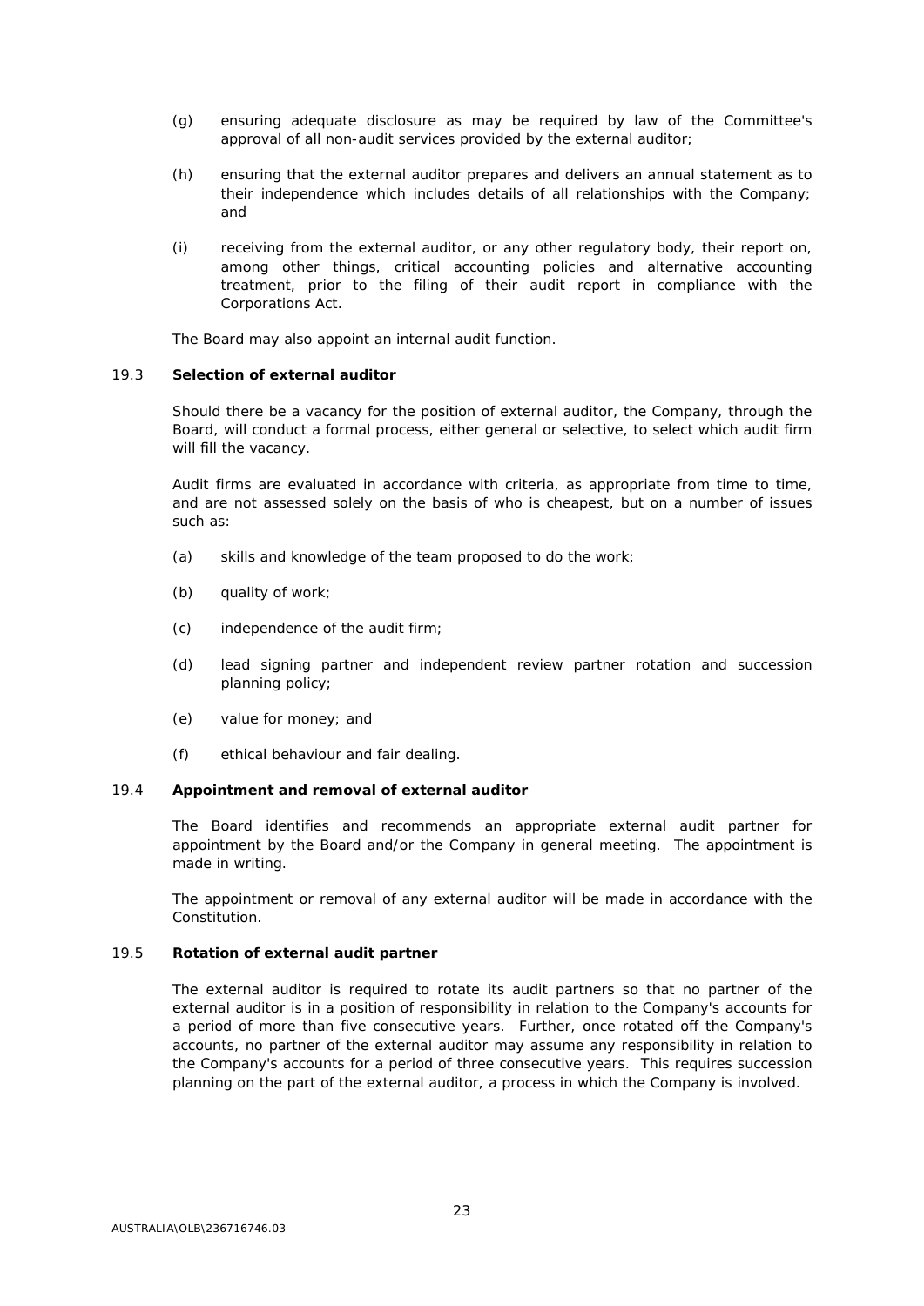(g) ensuring adequate disclosure as may be required by law of the Committee's approval of all non-audit services provided by the external auditor;

(h) ensuring that the external auditor prepares and delivers an annual statement as to their independence which includes details of all relationships with the Company; and

(i) receiving from the external auditor, or any other regulatory body, their report on, among other things, critical accounting policies and alternative accounting treatment, prior to the filing of their audit report in compliance with the Corporations Act.

The Board may also appoint an internal audit function.

### 19.3 Selection of external auditor

Should there be a vacancy for the position of external auditor, the Company, through the Board, will conduct a formal process, either general or selective, to select which audit firm will fill the vacancy.

Audit firms are evaluated in accordance with criteria, as appropriate from time to time, and are not assessed solely on the basis of who is cheapest, but on a number of issues such as:

(a) skills and knowledge of the team proposed to do the work;

(b) quality of work;

(c) independence of the audit firm;

(d) lead signing partner and independent review partner rotation and succession planning policy;

(e) value for money; and

(f) ethical behaviour and fair dealing.

### 19.4 Appointment and removal of external auditor

The Board identifies and recommends an appropriate external audit partner for appointment by the Board and/or the Company in general meeting. The appointment is made in writing.

The appointment or removal of any external auditor will be made in accordance with the Constitution.

### 19.5 Rotation of external audit partner

The external auditor is required to rotate its audit partners so that no partner of the external auditor is in a position of responsibility in relation to the Company's accounts for a period of more than five consecutive years. Further, once rotated off the Company's accounts, no partner of the external auditor may assume any responsibility in relation to the Company's accounts for a period of three consecutive years. This requires succession planning on the part of the external auditor, a process in which the Company is involved.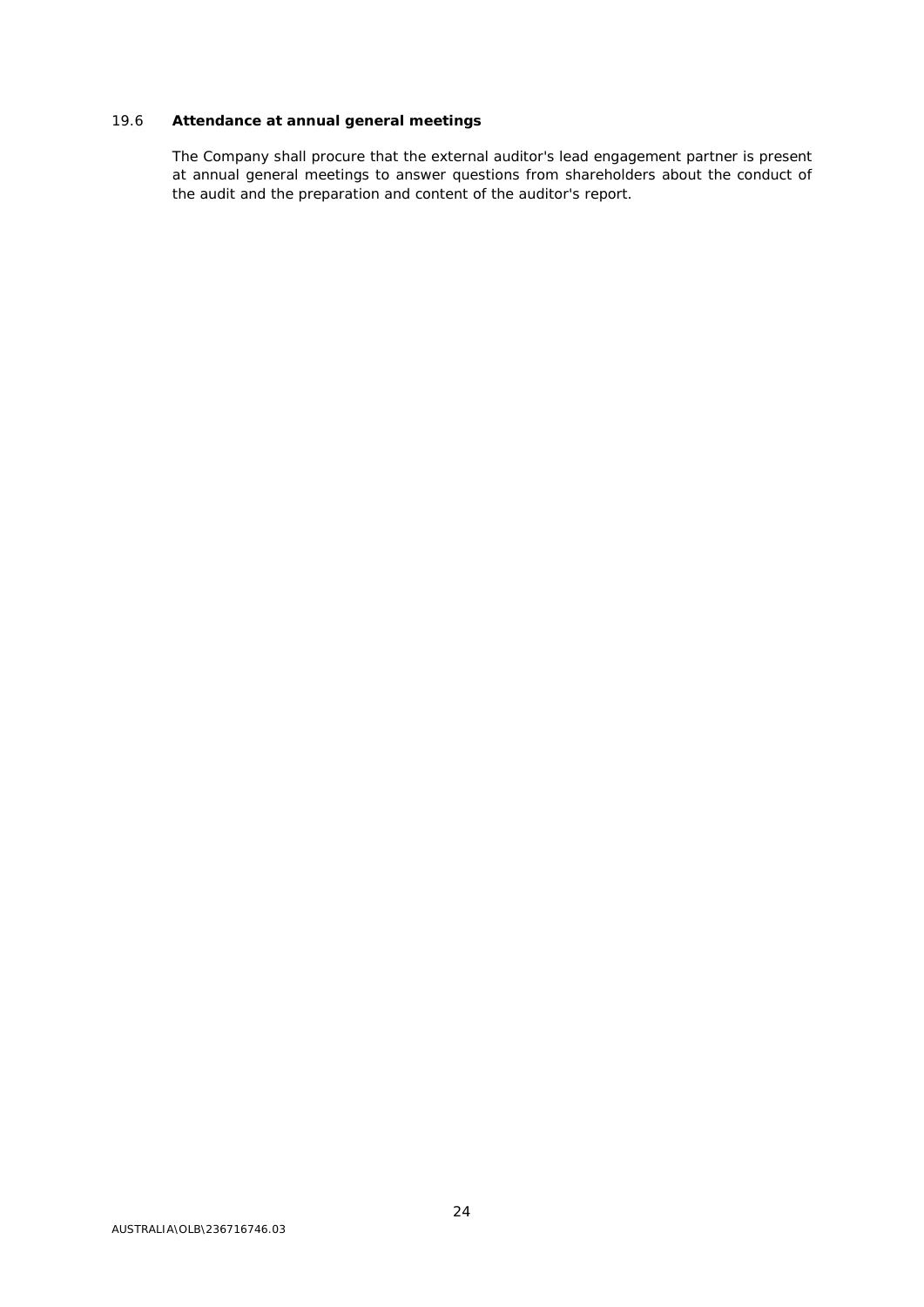### 19.6 Attendance at annual general meetings

The Company shall procure that the external auditor's lead engagement partner is present at annual general meetings to answer questions from shareholders about the conduct of the audit and the preparation and content of the auditor's report.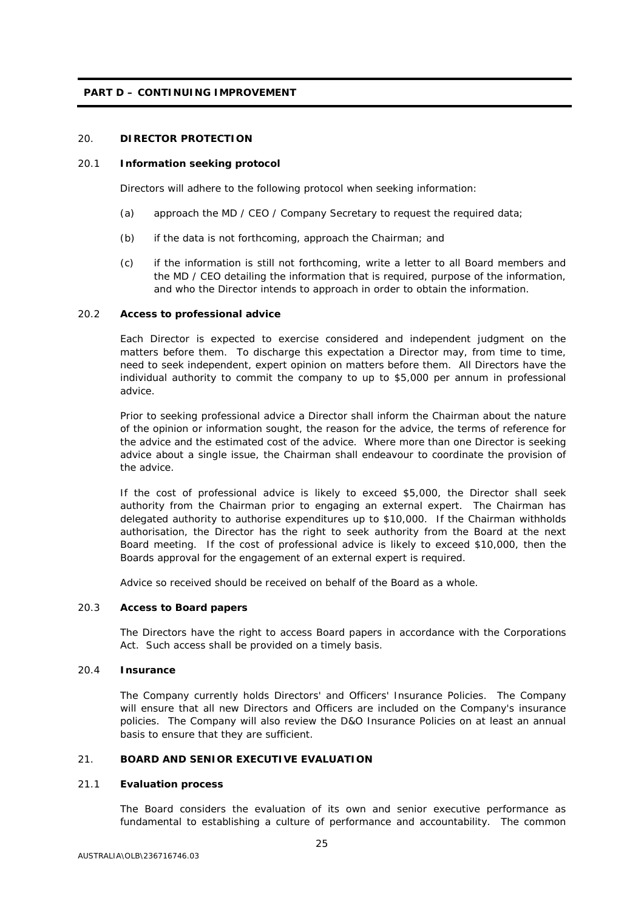## PART D – CONTINUING IMPROVEMENT

### 20. DIRECTOR PROTECTION

#### 20.1 Information seeking protocol

Directors will adhere to the following protocol when seeking information:

(a) approach the MD / CEO / Company Secretary to request the required data;

(b) if the data is not forthcoming, approach the Chairman; and

(c) if the information is still not forthcoming, write a letter to all Board members and the MD / CEO detailing the information that is required, purpose of the information, and who the Director intends to approach in order to obtain the information.

#### 20.2 Access to professional advice

Each Director is expected to exercise considered and independent judgment on the matters before them. To discharge this expectation a Director may, from time to time, need to seek independent, expert opinion on matters before them. All Directors have the individual authority to commit the company to up to $5,000 per annum in professional advice.

Prior to seeking professional advice a Director shall inform the Chairman about the nature of the opinion or information sought, the reason for the advice, the terms of reference for the advice and the estimated cost of the advice. Where more than one Director is seeking advice about a single issue, the Chairman shall endeavour to coordinate the provision of the advice.

If the cost of professional advice is likely to exceed $5,000, the Director shall seek authority from the Chairman prior to engaging an external expert. The Chairman has delegated authority to authorise expenditures up to $10,000. If the Chairman withholds authorisation, the Director has the right to seek authority from the Board at the next Board meeting. If the cost of professional advice is likely to exceed $10,000, then the Boards approval for the engagement of an external expert is required.

Advice so received should be received on behalf of the Board as a whole.

#### 20.3 Access to Board papers

The Directors have the right to access Board papers in accordance with the Corporations Act. Such access shall be provided on a timely basis.

#### 20.4 Insurance

The Company currently holds Directors' and Officers' Insurance Policies. The Company will ensure that all new Directors and Officers are included on the Company's insurance policies. The Company will also review the D&O Insurance Policies on at least an annual basis to ensure that they are sufficient.

### 21. BOARD AND SENIOR EXECUTIVE EVALUATION

#### 21.1 Evaluation process

The Board considers the evaluation of its own and senior executive performance as fundamental to establishing a culture of performance and accountability. The common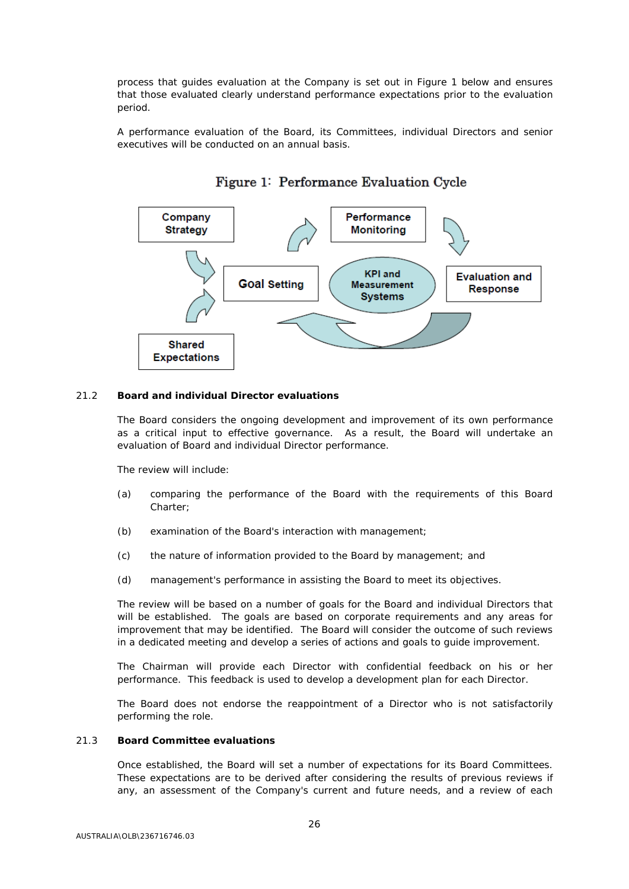process that guides evaluation at the Company is set out in Figure 1 below and ensures that those evaluated clearly understand performance expectations prior to the evaluation period.

A performance evaluation of the Board, its Committees, individual Directors and senior executives will be conducted on an annual basis.

**Figure 1: Performance Evaluation Cycle**

Company Strategy

Shared Expectations

Goal Setting

Performance Monitoring

KPI and Measurement Systems

Evaluation and Response

### 21.2 Board and individual Director evaluations

The Board considers the ongoing development and improvement of its own performance as a critical input to effective governance. As a result, the Board will undertake an evaluation of Board and individual Director performance.

The review will include:

(a) comparing the performance of the Board with the requirements of this Board Charter;

(b) examination of the Board's interaction with management;

(c) the nature of information provided to the Board by management; and

(d) management's performance in assisting the Board to meet its objectives.

The review will be based on a number of goals for the Board and individual Directors that will be established. The goals are based on corporate requirements and any areas for improvement that may be identified. The Board will consider the outcome of such reviews in a dedicated meeting and develop a series of actions and goals to guide improvement.

The Chairman will provide each Director with confidential feedback on his or her performance. This feedback is used to develop a development plan for each Director.

The Board does not endorse the reappointment of a Director who is not satisfactorily performing the role.

### 21.3 Board Committee evaluations

Once established, the Board will set a number of expectations for its Board Committees. These expectations are to be derived after considering the results of previous reviews if any, an assessment of the Company's current and future needs, and a review of each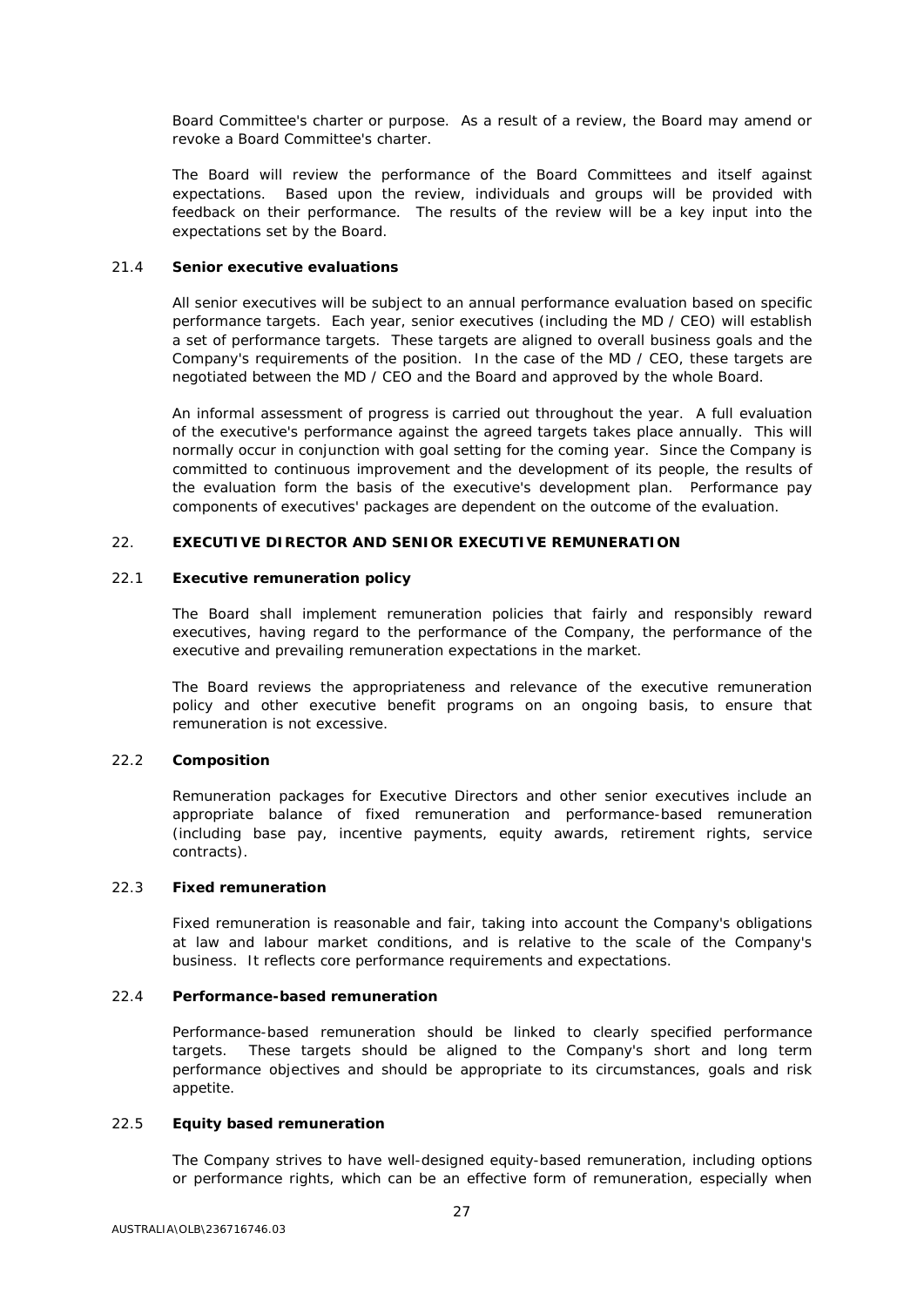Board Committee's charter or purpose. As a result of a review, the Board may amend or revoke a Board Committee's charter.

The Board will review the performance of the Board Committees and itself against expectations. Based upon the review, individuals and groups will be provided with feedback on their performance. The results of the review will be a key input into the expectations set by the Board.

### 21.4 Senior executive evaluations

All senior executives will be subject to an annual performance evaluation based on specific performance targets. Each year, senior executives (including the MD / CEO) will establish a set of performance targets. These targets are aligned to overall business goals and the Company's requirements of the position. In the case of the MD / CEO, these targets are negotiated between the MD / CEO and the Board and approved by the whole Board.

An informal assessment of progress is carried out throughout the year. A full evaluation of the executive's performance against the agreed targets takes place annually. This will normally occur in conjunction with goal setting for the coming year. Since the Company is committed to continuous improvement and the development of its people, the results of the evaluation form the basis of the executive's development plan. Performance pay components of executives' packages are dependent on the outcome of the evaluation.

## 22. EXECUTIVE DIRECTOR AND SENIOR EXECUTIVE REMUNERATION

### 22.1 Executive remuneration policy

The Board shall implement remuneration policies that fairly and responsibly reward executives, having regard to the performance of the Company, the performance of the executive and prevailing remuneration expectations in the market.

The Board reviews the appropriateness and relevance of the executive remuneration policy and other executive benefit programs on an ongoing basis, to ensure that remuneration is not excessive.

### 22.2 Composition

Remuneration packages for Executive Directors and other senior executives include an appropriate balance of fixed remuneration and performance-based remuneration (including base pay, incentive payments, equity awards, retirement rights, service contracts).

### 22.3 Fixed remuneration

Fixed remuneration is reasonable and fair, taking into account the Company's obligations at law and labour market conditions, and is relative to the scale of the Company's business. It reflects core performance requirements and expectations.

### 22.4 Performance-based remuneration

Performance-based remuneration should be linked to clearly specified performance targets. These targets should be aligned to the Company's short and long term performance objectives and should be appropriate to its circumstances, goals and risk appetite.

### 22.5 Equity based remuneration

The Company strives to have well-designed equity-based remuneration, including options or performance rights, which can be an effective form of remuneration, especially when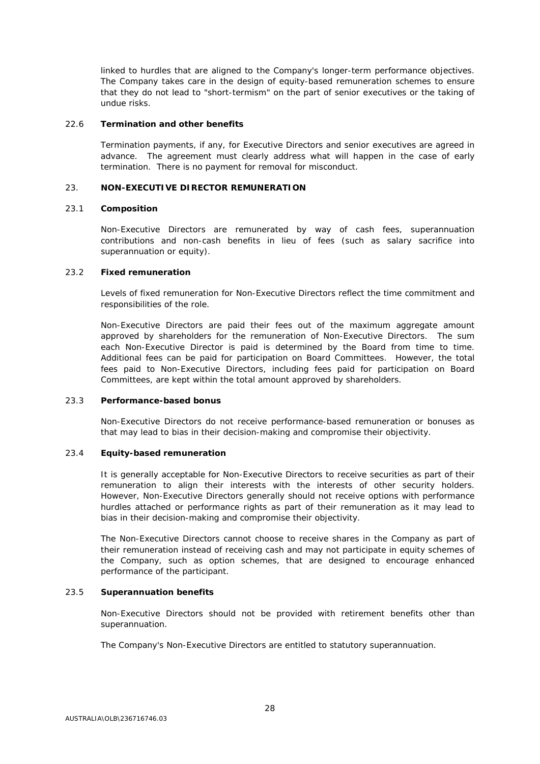linked to hurdles that are aligned to the Company's longer-term performance objectives. The Company takes care in the design of equity-based remuneration schemes to ensure that they do not lead to "short-termism" on the part of senior executives or the taking of undue risks.

### 22.6 Termination and other benefits

Termination payments, if any, for Executive Directors and senior executives are agreed in advance. The agreement must clearly address what will happen in the case of early termination. There is no payment for removal for misconduct.

## 23. NON-EXECUTIVE DIRECTOR REMUNERATION

### 23.1 Composition

Non-Executive Directors are remunerated by way of cash fees, superannuation contributions and non-cash benefits in lieu of fees (such as salary sacrifice into superannuation or equity).

### 23.2 Fixed remuneration

Levels of fixed remuneration for Non-Executive Directors reflect the time commitment and responsibilities of the role.

Non-Executive Directors are paid their fees out of the maximum aggregate amount approved by shareholders for the remuneration of Non-Executive Directors. The sum each Non-Executive Director is paid is determined by the Board from time to time. Additional fees can be paid for participation on Board Committees. However, the total fees paid to Non-Executive Directors, including fees paid for participation on Board Committees, are kept within the total amount approved by shareholders.

### 23.3 Performance-based bonus

Non-Executive Directors do not receive performance-based remuneration or bonuses as that may lead to bias in their decision-making and compromise their objectivity.

### 23.4 Equity-based remuneration

It is generally acceptable for Non-Executive Directors to receive securities as part of their remuneration to align their interests with the interests of other security holders. However, Non-Executive Directors generally should not receive options with performance hurdles attached or performance rights as part of their remuneration as it may lead to bias in their decision-making and compromise their objectivity.

The Non-Executive Directors cannot choose to receive shares in the Company as part of their remuneration instead of receiving cash and may not participate in equity schemes of the Company, such as option schemes, that are designed to encourage enhanced performance of the participant.

### 23.5 Superannuation benefits

Non-Executive Directors should not be provided with retirement benefits other than superannuation.

The Company's Non-Executive Directors are entitled to statutory superannuation.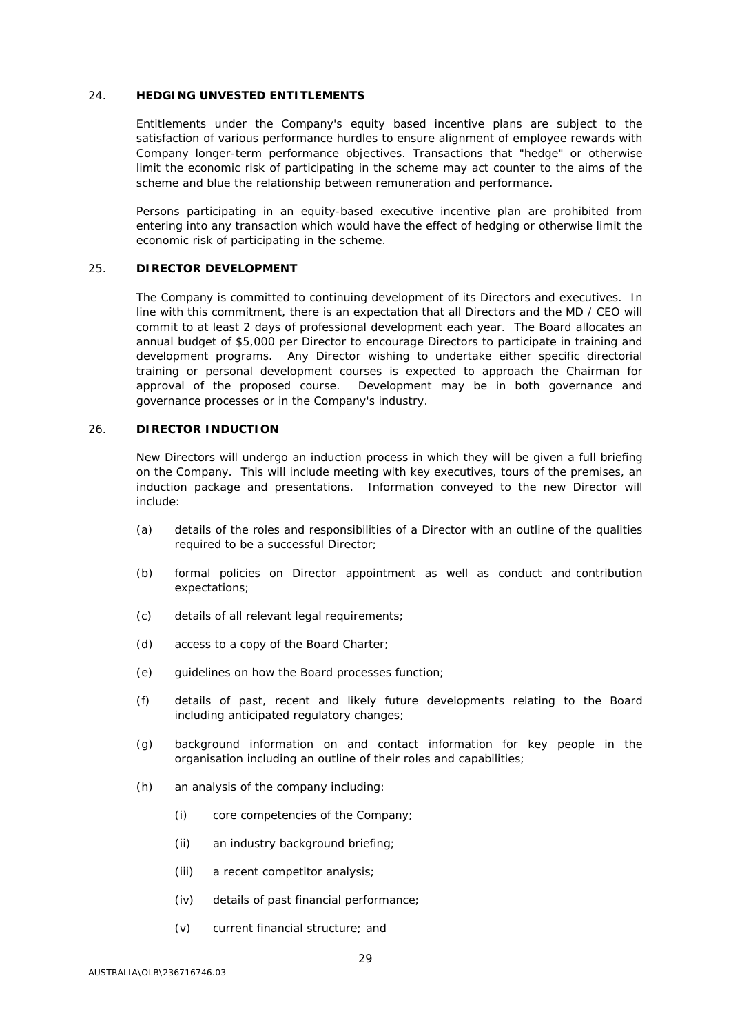## 24. HEDGING UNVESTED ENTITLEMENTS

Entitlements under the Company's equity based incentive plans are subject to the satisfaction of various performance hurdles to ensure alignment of employee rewards with Company longer-term performance objectives. Transactions that "hedge" or otherwise limit the economic risk of participating in the scheme may act counter to the aims of the scheme and blue the relationship between remuneration and performance.

Persons participating in an equity-based executive incentive plan are prohibited from entering into any transaction which would have the effect of hedging or otherwise limit the economic risk of participating in the scheme.

## 25. DIRECTOR DEVELOPMENT

The Company is committed to continuing development of its Directors and executives. In line with this commitment, there is an expectation that all Directors and the MD / CEO will commit to at least 2 days of professional development each year. The Board allocates an annual budget of $5,000 per Director to encourage Directors to participate in training and development programs. Any Director wishing to undertake either specific directorial training or personal development courses is expected to approach the Chairman for approval of the proposed course. Development may be in both governance and governance processes or in the Company's industry.

## 26. DIRECTOR INDUCTION

New Directors will undergo an induction process in which they will be given a full briefing on the Company. This will include meeting with key executives, tours of the premises, an induction package and presentations. Information conveyed to the new Director will include:

(a) details of the roles and responsibilities of a Director with an outline of the qualities required to be a successful Director;

(b) formal policies on Director appointment as well as conduct and contribution expectations;

(c) details of all relevant legal requirements;

(d) access to a copy of the Board Charter;

(e) guidelines on how the Board processes function;

(f) details of past, recent and likely future developments relating to the Board including anticipated regulatory changes;

(g) background information on and contact information for key people in the organisation including an outline of their roles and capabilities;

(h) an analysis of the company including:

  (i) core competencies of the Company;

  (ii) an industry background briefing;

  (iii) a recent competitor analysis;

  (iv) details of past financial performance;

  (v) current financial structure; and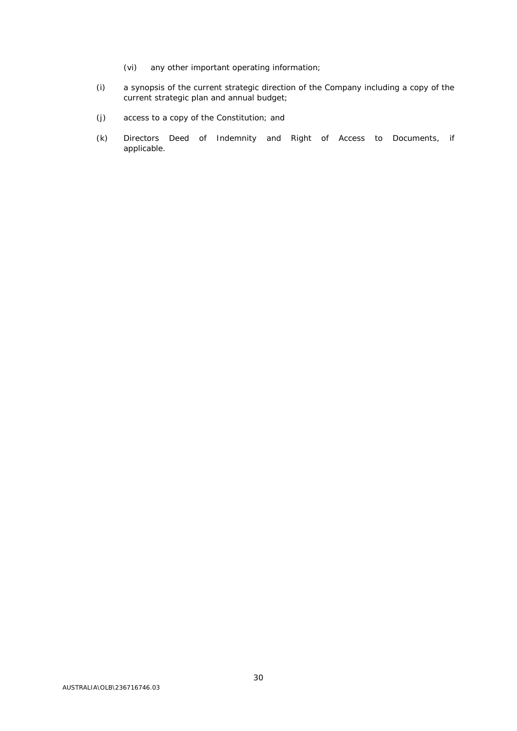(vi) any other important operating information;

(i) a synopsis of the current strategic direction of the Company including a copy of the current strategic plan and annual budget;

(j) access to a copy of the Constitution; and

(k) Directors Deed of Indemnity and Right of Access to Documents, if applicable.

AUSTRALIA\OLB\236716746.03